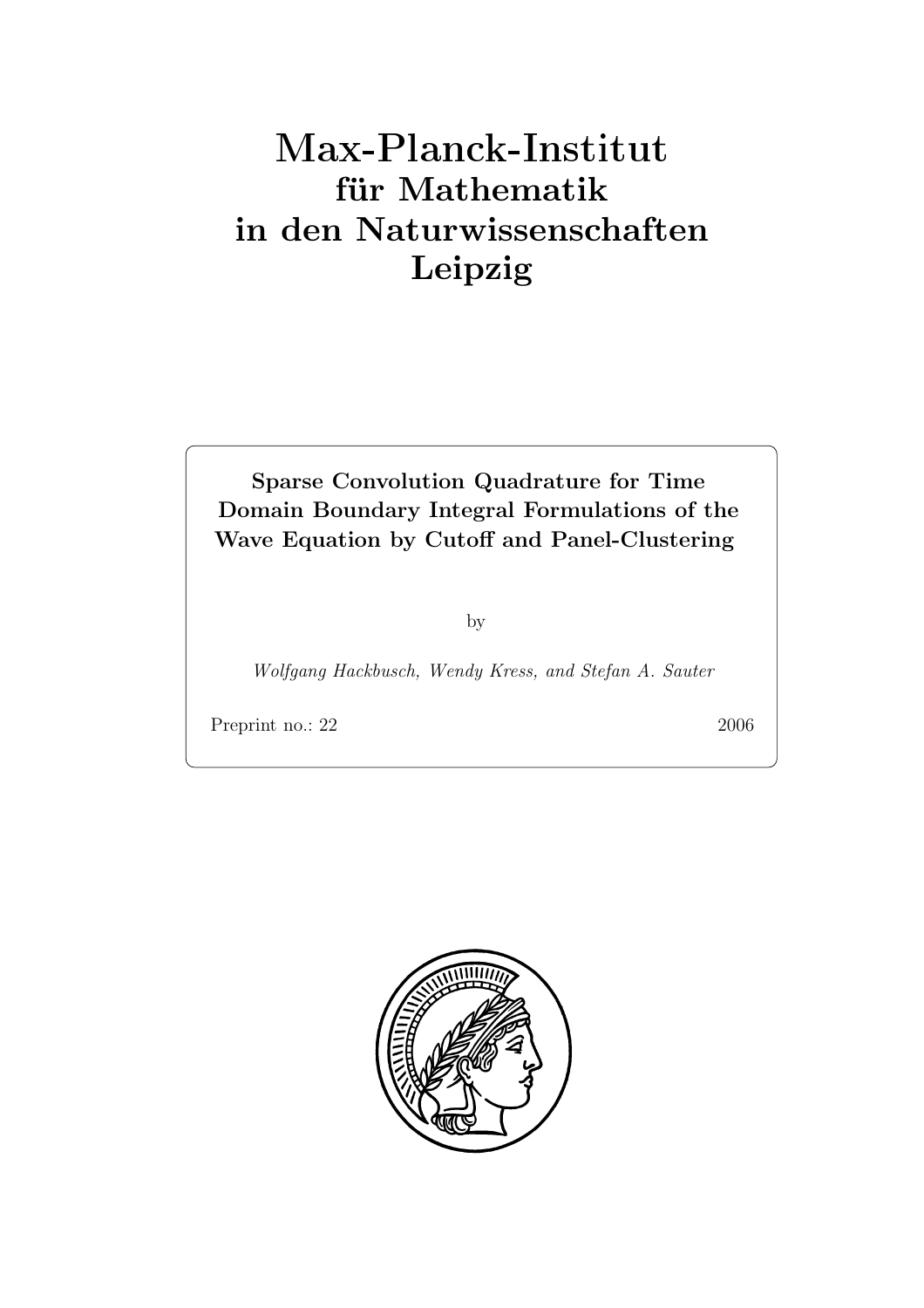# Max-Planck-Institut
## für Mathematik
## in den Naturwissenschaften
## Leipzig

**Sparse Convolution Quadrature for Time Domain Boundary Integral Formulations of the Wave Equation by Cutoff and Panel-Clustering**

by

*Wolfgang Hackbusch, Wendy Kress, and Stefan A. Sauter*

Preprint no.: 22 2006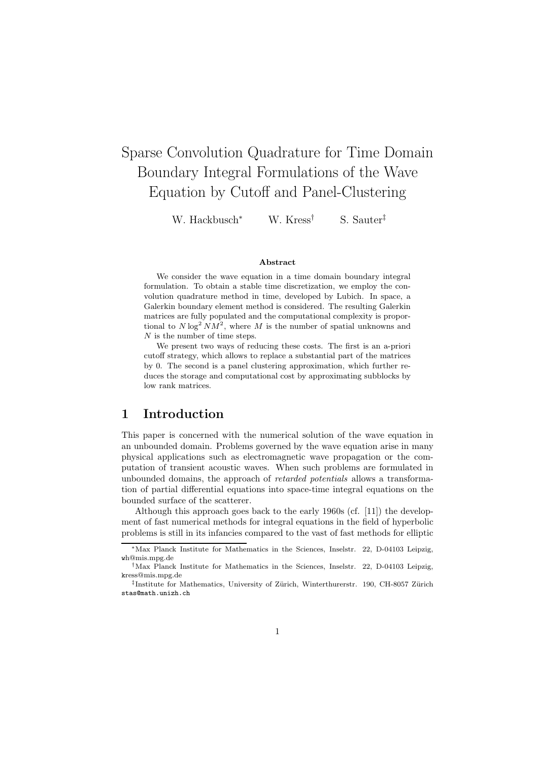# Sparse Convolution Quadrature for Time Domain Boundary Integral Formulations of the Wave Equation by Cutoff and Panel-Clustering

W. Hackbusch[*] W. Kress[†] S. Sauter[‡]

**Abstract**

We consider the wave equation in a time domain boundary integral formulation. To obtain a stable time discretization, we employ the convolution quadrature method in time, developed by Lubich. In space, a Galerkin boundary element method is considered. The resulting Galerkin matrices are fully populated and the computational complexity is proportional to $N \log^2 N M^2$, where $M$ is the number of spatial unknowns and $N$ is the number of time steps.

We present two ways of reducing these costs. The first is an a-priori cutoff strategy, which allows to replace a substantial part of the matrices by 0. The second is a panel clustering approximation, which further reduces the storage and computational cost by approximating subblocks by low rank matrices.

## 1 Introduction

This paper is concerned with the numerical solution of the wave equation in an unbounded domain. Problems governed by the wave equation arise in many physical applications such as electromagnetic wave propagation or the computation of transient acoustic waves. When such problems are formulated in unbounded domains, the approach of *retarded potentials* allows a transformation of partial differential equations into space-time integral equations on the bounded surface of the scatterer.

Although this approach goes back to the early 1960s (cf. [11]) the development of fast numerical methods for integral equations in the field of hyperbolic problems is still in its infancies compared to the vast of fast methods for elliptic

[*] Max Planck Institute for Mathematics in the Sciences, Inselstr. 22, D-04103 Leipzig, wh@mis.mpg.de

[†] Max Planck Institute for Mathematics in the Sciences, Inselstr. 22, D-04103 Leipzig, kress@mis.mpg.de

[‡] Institute for Mathematics, University of Zürich, Winterthurerstr. 190, CH-8057 Zürich stas@math.unizh.ch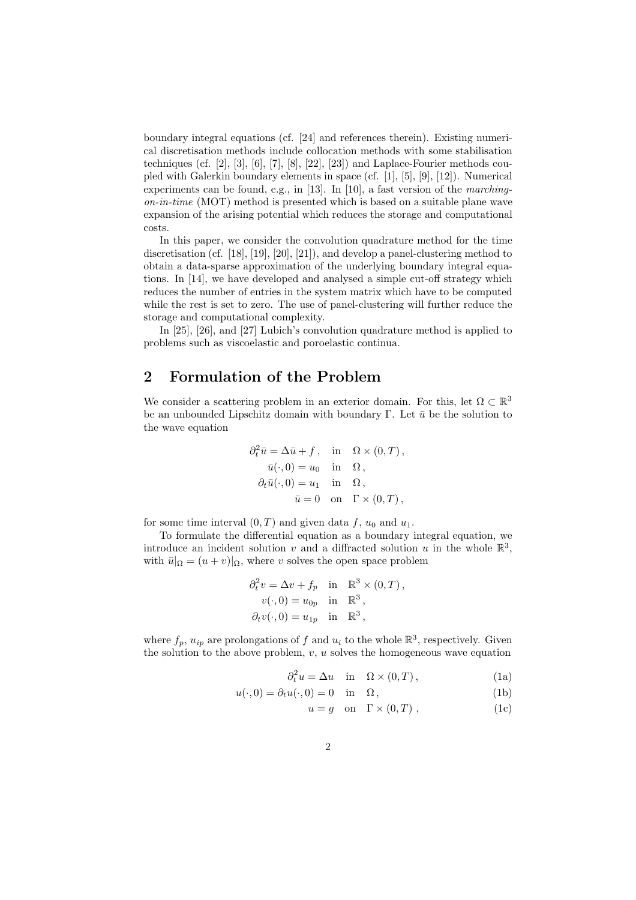boundary integral equations (cf. [24] and references therein). Existing numerical discretisation methods include collocation methods with some stabilisation techniques (cf. [2], [3], [6], [7], [8], [22], [23]) and Laplace-Fourier methods coupled with Galerkin boundary elements in space (cf. [1], [5], [9], [12]). Numerical experiments can be found, e.g., in [13]. In [10], a fast version of the *marching-on-in-time* (MOT) method is presented which is based on a suitable plane wave expansion of the arising potential which reduces the storage and computational costs.

In this paper, we consider the convolution quadrature method for the time discretisation (cf. [18], [19], [20], [21]), and develop a panel-clustering method to obtain a data-sparse approximation of the underlying boundary integral equations. In [14], we have developed and analysed a simple cut-off strategy which reduces the number of entries in the system matrix which have to be computed while the rest is set to zero. The use of panel-clustering will further reduce the storage and computational complexity.

In [25], [26], and [27] Lubich's convolution quadrature method is applied to problems such as viscoelastic and poroelastic continua.

## 2 Formulation of the Problem

We consider a scattering problem in an exterior domain. For this, let $\Omega \subset \mathbb{R}^3$ be an unbounded Lipschitz domain with boundary $\Gamma$. Let $\bar{u}$ be the solution to the wave equation

$$
\begin{aligned}
\partial_t^2 \bar{u} &= \Delta \bar{u} + f\,, \quad \text{in} \quad \Omega \times (0,T)\,,\\
\bar{u}(\cdot,0) &= u_0 \quad \text{in} \quad \Omega\,,\\
\partial_t \bar{u}(\cdot,0) &= u_1 \quad \text{in} \quad \Omega\,,\\
\bar{u} &= 0 \quad \text{on} \quad \Gamma \times (0,T)\,,
\end{aligned}
$$

for some time interval $(0,T)$ and given data $f$, $u_0$ and $u_1$.

To formulate the differential equation as a boundary integral equation, we introduce an incident solution $v$ and a diffracted solution $u$ in the whole $\mathbb{R}^3$, with $\bar{u}|_\Omega = (u+v)|_\Omega$, where $v$ solves the open space problem

$$
\begin{aligned}
\partial_t^2 v &= \Delta v + f_p \quad \text{in} \quad \mathbb{R}^3 \times (0,T)\,,\\
v(\cdot,0) &= u_{0p} \quad \text{in} \quad \mathbb{R}^3\,,\\
\partial_t v(\cdot,0) &= u_{1p} \quad \text{in} \quad \mathbb{R}^3\,,
\end{aligned}
$$

where $f_p$, $u_{ip}$ are prolongations of $f$ and $u_i$ to the whole $\mathbb{R}^3$, respectively. Given the solution to the above problem, $v$, $u$ solves the homogeneous wave equation

$$
\partial_t^2 u = \Delta u \quad \text{in} \quad \Omega \times (0,T)\,, \tag{1a}
$$

$$
u(\cdot,0) = \partial_t u(\cdot,0) = 0 \quad \text{in} \quad \Omega\,, \tag{1b}
$$

$$
u = g \quad \text{on} \quad \Gamma \times (0,T)\,, \tag{1c}
$$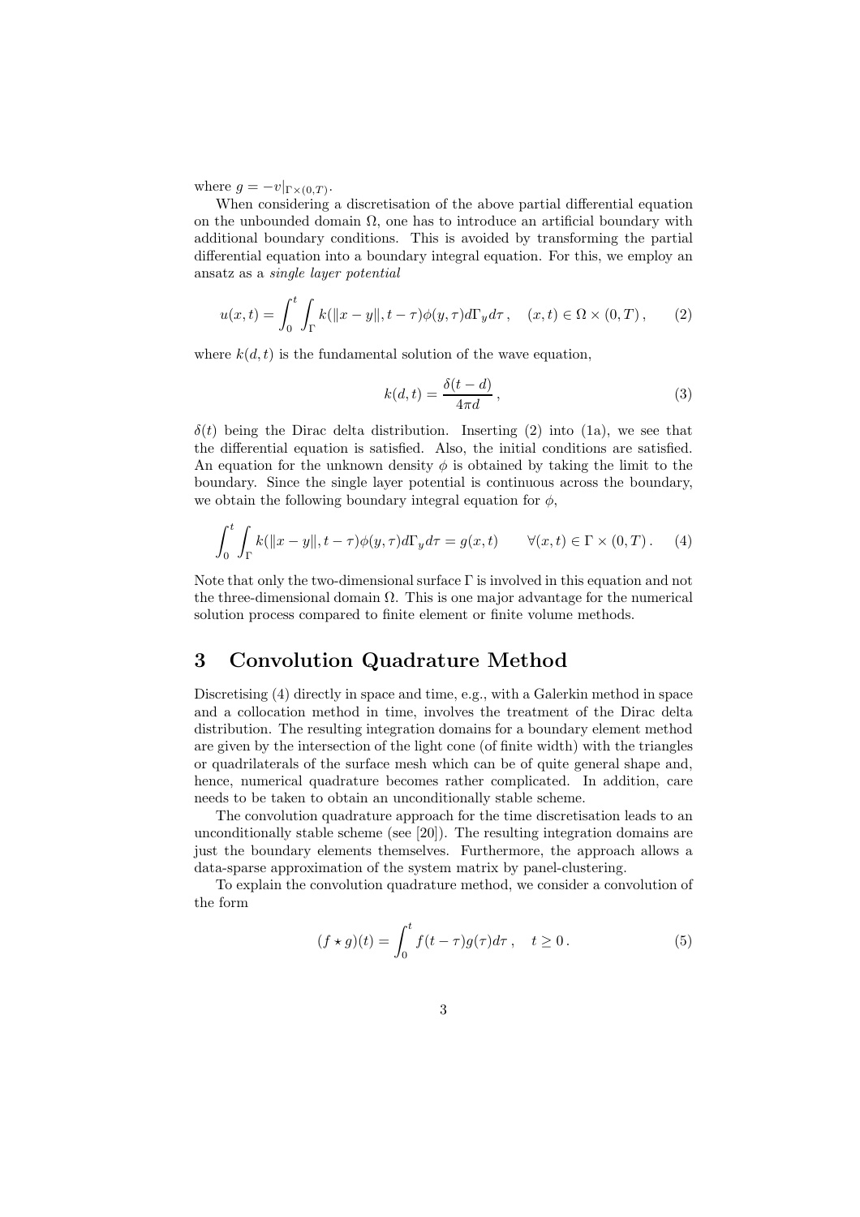where $g = -v|_{\Gamma \times (0,T)}$.

When considering a discretisation of the above partial differential equation on the unbounded domain $\Omega$, one has to introduce an artificial boundary with additional boundary conditions. This is avoided by transforming the partial differential equation into a boundary integral equation. For this, we employ an ansatz as a *single layer potential*

$$u(x,t) = \int_0^t \int_\Gamma k(\|x-y\|, t-\tau)\phi(y,\tau) d\Gamma_y d\tau \,, \quad (x,t) \in \Omega \times (0,T)\,, \tag{2}$$

where $k(d,t)$ is the fundamental solution of the wave equation,

$$k(d,t) = \frac{\delta(t-d)}{4\pi d}\,, \tag{3}$$

$\delta(t)$ being the Dirac delta distribution. Inserting (2) into (1a), we see that the differential equation is satisfied. Also, the initial conditions are satisfied. An equation for the unknown density $\phi$ is obtained by taking the limit to the boundary. Since the single layer potential is continuous across the boundary, we obtain the following boundary integral equation for $\phi$,

$$\int_0^t \int_\Gamma k(\|x-y\|, t-\tau)\phi(y,\tau) d\Gamma_y d\tau = g(x,t) \qquad \forall (x,t) \in \Gamma \times (0,T)\,. \tag{4}$$

Note that only the two-dimensional surface $\Gamma$ is involved in this equation and not the three-dimensional domain $\Omega$. This is one major advantage for the numerical solution process compared to finite element or finite volume methods.

## 3 Convolution Quadrature Method

Discretising (4) directly in space and time, e.g., with a Galerkin method in space and a collocation method in time, involves the treatment of the Dirac delta distribution. The resulting integration domains for a boundary element method are given by the intersection of the light cone (of finite width) with the triangles or quadrilaterals of the surface mesh which can be of quite general shape and, hence, numerical quadrature becomes rather complicated. In addition, care needs to be taken to obtain an unconditionally stable scheme.

The convolution quadrature approach for the time discretisation leads to an unconditionally stable scheme (see [20]). The resulting integration domains are just the boundary elements themselves. Furthermore, the approach allows a data-sparse approximation of the system matrix by panel-clustering.

To explain the convolution quadrature method, we consider a convolution of the form

$$(f \star g)(t) = \int_0^t f(t-\tau) g(\tau) d\tau \,, \quad t \geq 0\,. \tag{5}$$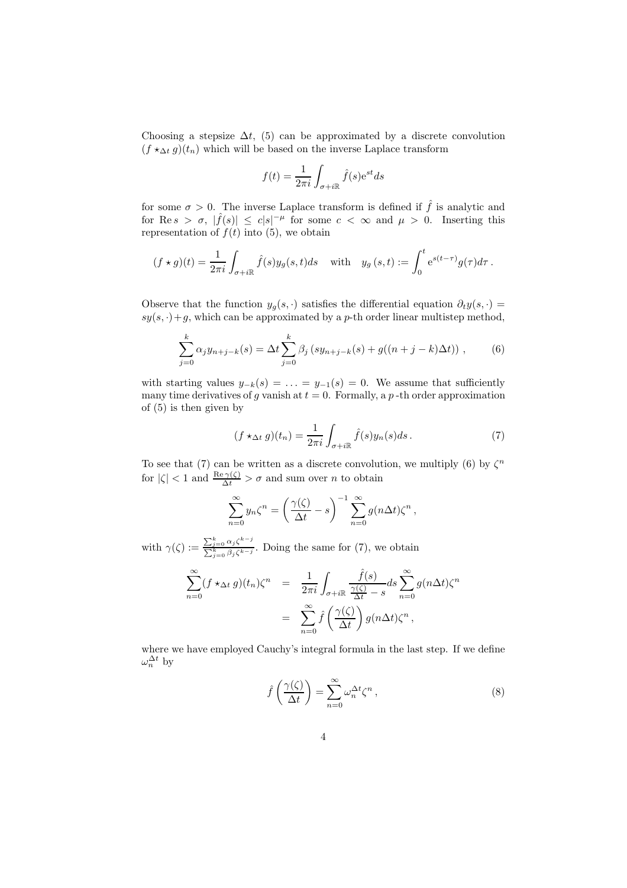Choosing a stepsize $\Delta t$, (5) can be approximated by a discrete convolution $(f \star_{\Delta t} g)(t_n)$ which will be based on the inverse Laplace transform

$$f(t) = \frac{1}{2\pi i} \int_{\sigma + i\mathbb{R}} \hat{f}(s) \mathrm{e}^{st} ds$$

for some $\sigma > 0$. The inverse Laplace transform is defined if $\hat{f}$ is analytic and for $\operatorname{Re} s > \sigma$, $|\hat{f}(s)| \leq c|s|^{-\mu}$ for some $c < \infty$ and $\mu > 0$. Inserting this representation of $f(t)$ into (5), we obtain

$$(f \star g)(t) = \frac{1}{2\pi i} \int_{\sigma + i\mathbb{R}} \hat{f}(s) y_g(s,t) ds \quad \text{with} \quad y_g(s,t) := \int_0^t \mathrm{e}^{s(t-\tau)} g(\tau) d\tau \,.$$

Observe that the function $y_g(s, \cdot)$ satisfies the differential equation $\partial_t y(s, \cdot) = sy(s, \cdot) + g$, which can be approximated by a $p$-th order linear multistep method,

$$\sum_{j=0}^{k} \alpha_j y_{n+j-k}(s) = \Delta t \sum_{j=0}^{k} \beta_j \left( s y_{n+j-k}(s) + g((n+j-k)\Delta t) \right) , \tag{6}$$

with starting values $y_{-k}(s) = \ldots = y_{-1}(s) = 0$. We assume that sufficiently many time derivatives of $g$ vanish at $t = 0$. Formally, a $p$-th order approximation of (5) is then given by

$$(f \star_{\Delta t} g)(t_n) = \frac{1}{2\pi i} \int_{\sigma + i\mathbb{R}} \hat{f}(s) y_n(s) ds \,. \tag{7}$$

To see that (7) can be written as a discrete convolution, we multiply (6) by $\zeta^n$ for $|\zeta| < 1$ and $\frac{\operatorname{Re} \gamma(\zeta)}{\Delta t} > \sigma$ and sum over $n$ to obtain

$$\sum_{n=0}^{\infty} y_n \zeta^n = \left( \frac{\gamma(\zeta)}{\Delta t} - s \right)^{-1} \sum_{n=0}^{\infty} g(n\Delta t) \zeta^n \,,$$

with $\gamma(\zeta) := \frac{\sum_{j=0}^{k} \alpha_j \zeta^{k-j}}{\sum_{j=0}^{k} \beta_j \zeta^{k-j}}$. Doing the same for (7), we obtain

$$\begin{aligned} \sum_{n=0}^{\infty} (f \star_{\Delta t} g)(t_n) \zeta^n &= \frac{1}{2\pi i} \int_{\sigma + i\mathbb{R}} \frac{\hat{f}(s)}{\frac{\gamma(\zeta)}{\Delta t} - s} ds \sum_{n=0}^{\infty} g(n\Delta t) \zeta^n \\ &= \sum_{n=0}^{\infty} \hat{f}\left( \frac{\gamma(\zeta)}{\Delta t} \right) g(n\Delta t) \zeta^n \,, \end{aligned}$$

where we have employed Cauchy's integral formula in the last step. If we define $\omega_n^{\Delta t}$ by

$$\hat{f}\left( \frac{\gamma(\zeta)}{\Delta t} \right) = \sum_{n=0}^{\infty} \omega_n^{\Delta t} \zeta^n \,, \tag{8}$$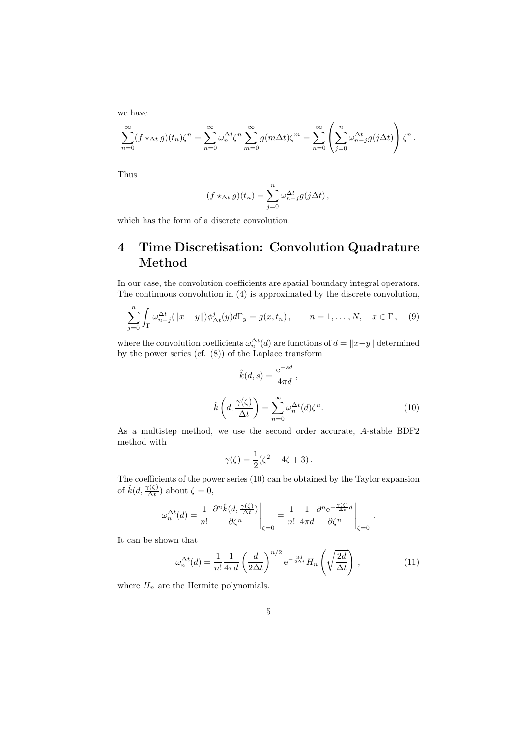we have

$$\sum_{n=0}^{\infty}(f \star_{\Delta t} g)(t_n)\zeta^n = \sum_{n=0}^{\infty}\omega_n^{\Delta t}\zeta^n \sum_{m=0}^{\infty} g(m\Delta t)\zeta^m = \sum_{n=0}^{\infty}\left(\sum_{j=0}^{n}\omega_{n-j}^{\Delta t} g(j\Delta t)\right)\zeta^n .$$

Thus

$$(f \star_{\Delta t} g)(t_n) = \sum_{j=0}^{n}\omega_{n-j}^{\Delta t} g(j\Delta t)\,,$$

which has the form of a discrete convolution.

# 4 Time Discretisation: Convolution Quadrature Method

In our case, the convolution coefficients are spatial boundary integral operators. The continuous convolution in (4) is approximated by the discrete convolution,

$$\sum_{j=0}^{n}\int_{\Gamma}\omega_{n-j}^{\Delta t}(\|x-y\|)\phi_{\Delta t}^{j}(y)d\Gamma_y = g(x,t_n)\,, \qquad n = 1,\dots,N, \quad x \in \Gamma\,, \quad (9)$$

where the convolution coefficients $\omega_n^{\Delta t}(d)$ are functions of $d = \|x-y\|$ determined by the power series (cf. (8)) of the Laplace transform

$$\hat{k}(d,s) = \frac{\mathrm{e}^{-sd}}{4\pi d}\,,$$

$$\hat{k}\left(d, \frac{\gamma(\zeta)}{\Delta t}\right) = \sum_{n=0}^{\infty}\omega_n^{\Delta t}(d)\zeta^n. \quad (10)$$

As a multistep method, we use the second order accurate, $A$-stable BDF2 method with

$$\gamma(\zeta) = \frac{1}{2}(\zeta^2 - 4\zeta + 3)\,.$$

The coefficients of the power series (10) can be obtained by the Taylor expansion of $\hat{k}(d, \frac{\gamma(\zeta)}{\Delta t})$ about $\zeta = 0$,

$$\omega_n^{\Delta t}(d) = \frac{1}{n!}\left.\frac{\partial^n \hat{k}(d, \frac{\gamma(\zeta)}{\Delta t})}{\partial \zeta^n}\right|_{\zeta=0} = \frac{1}{n!}\,\frac{1}{4\pi d}\left.\frac{\partial^n \mathrm{e}^{-\frac{\gamma(\zeta)}{\Delta t}d}}{\partial \zeta^n}\right|_{\zeta=0}.$$

It can be shown that

$$\omega_n^{\Delta t}(d) = \frac{1}{n!}\frac{1}{4\pi d}\left(\frac{d}{2\Delta t}\right)^{n/2}\mathrm{e}^{-\frac{3d}{2\Delta t}}H_n\left(\sqrt{\frac{2d}{\Delta t}}\right)\,, \quad (11)$$

where $H_n$ are the Hermite polynomials.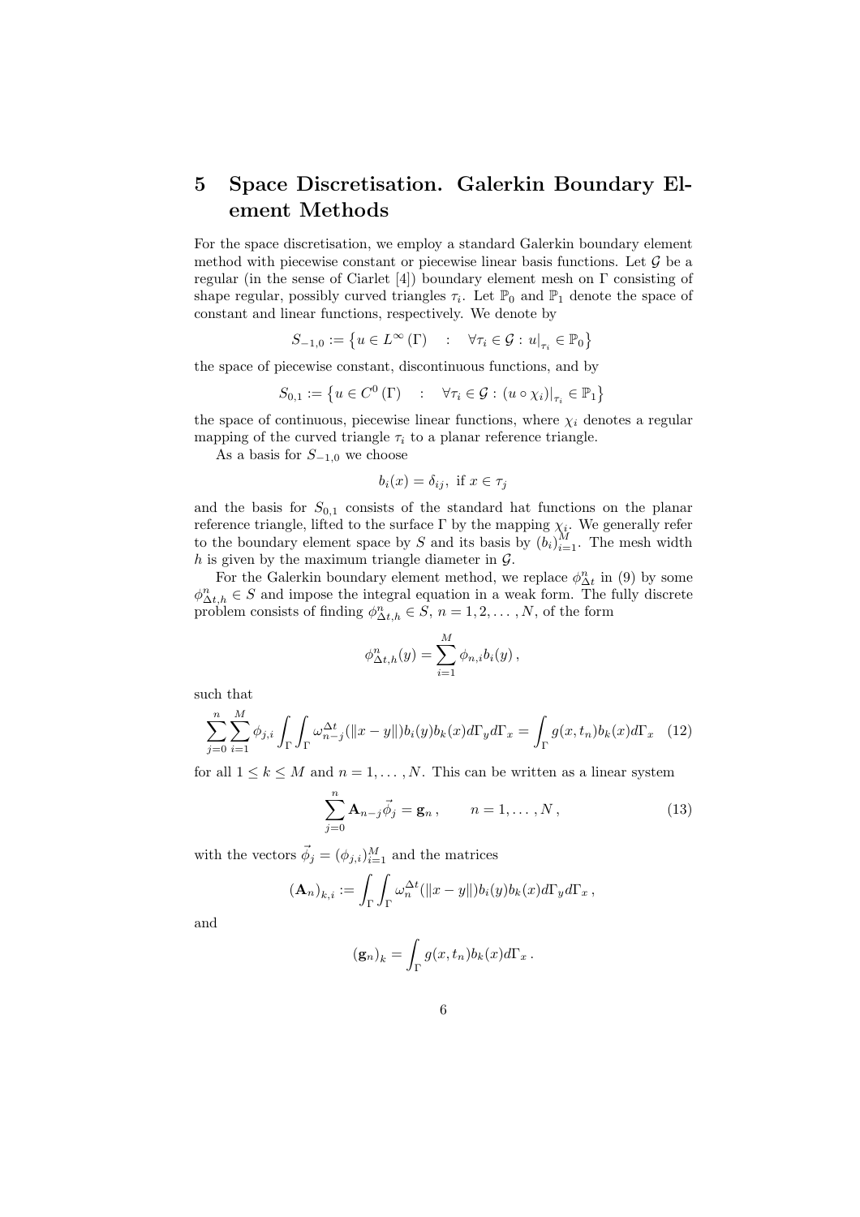# 5 Space Discretisation. Galerkin Boundary Element Methods

For the space discretisation, we employ a standard Galerkin boundary element method with piecewise constant or piecewise linear basis functions. Let $\mathcal{G}$ be a regular (in the sense of Ciarlet [4]) boundary element mesh on $\Gamma$ consisting of shape regular, possibly curved triangles $\tau_i$. Let $\mathbb{P}_0$ and $\mathbb{P}_1$ denote the space of constant and linear functions, respectively. We denote by

$$S_{-1,0} := \left\{ u \in L^{\infty}(\Gamma) \quad : \quad \forall \tau_i \in \mathcal{G} : u|_{\tau_i} \in \mathbb{P}_0 \right\}$$

the space of piecewise constant, discontinuous functions, and by

$$S_{0,1} := \left\{ u \in C^{0}(\Gamma) \quad : \quad \forall \tau_i \in \mathcal{G} : (u \circ \chi_i)|_{\tau_i} \in \mathbb{P}_1 \right\}$$

the space of continuous, piecewise linear functions, where $\chi_i$ denotes a regular mapping of the curved triangle $\tau_i$ to a planar reference triangle.

As a basis for $S_{-1,0}$ we choose

$$b_i(x) = \delta_{ij}, \text{ if } x \in \tau_j$$

and the basis for $S_{0,1}$ consists of the standard hat functions on the planar reference triangle, lifted to the surface $\Gamma$ by the mapping $\chi_i$. We generally refer to the boundary element space by $S$ and its basis by $(b_i)_{i=1}^{M}$. The mesh width $h$ is given by the maximum triangle diameter in $\mathcal{G}$.

For the Galerkin boundary element method, we replace $\phi_{\Delta t}^{n}$ in (9) by some $\phi_{\Delta t,h}^{n} \in S$ and impose the integral equation in a weak form. The fully discrete problem consists of finding $\phi_{\Delta t,h}^{n} \in S$, $n = 1, 2, \ldots, N$, of the form

$$\phi_{\Delta t,h}^{n}(y) = \sum_{i=1}^{M} \phi_{n,i} b_i(y),$$

such that

$$\sum_{j=0}^{n} \sum_{i=1}^{M} \phi_{j,i} \int_{\Gamma} \int_{\Gamma} \omega_{n-j}^{\Delta t}(\|x-y\|) b_i(y) b_k(x) d\Gamma_y d\Gamma_x = \int_{\Gamma} g(x, t_n) b_k(x) d\Gamma_x \quad (12)$$

for all $1 \leq k \leq M$ and $n = 1, \ldots, N$. This can be written as a linear system

$$\sum_{j=0}^{n} \mathbf{A}_{n-j} \vec{\phi}_j = \mathbf{g}_n, \qquad n = 1, \ldots, N, \quad (13)$$

with the vectors $\vec{\phi}_j = (\phi_{j,i})_{i=1}^{M}$ and the matrices

$$(\mathbf{A}_n)_{k,i} := \int_{\Gamma} \int_{\Gamma} \omega_n^{\Delta t}(\|x-y\|) b_i(y) b_k(x) d\Gamma_y d\Gamma_x,$$

and

$$(\mathbf{g}_n)_k = \int_{\Gamma} g(x, t_n) b_k(x) d\Gamma_x.$$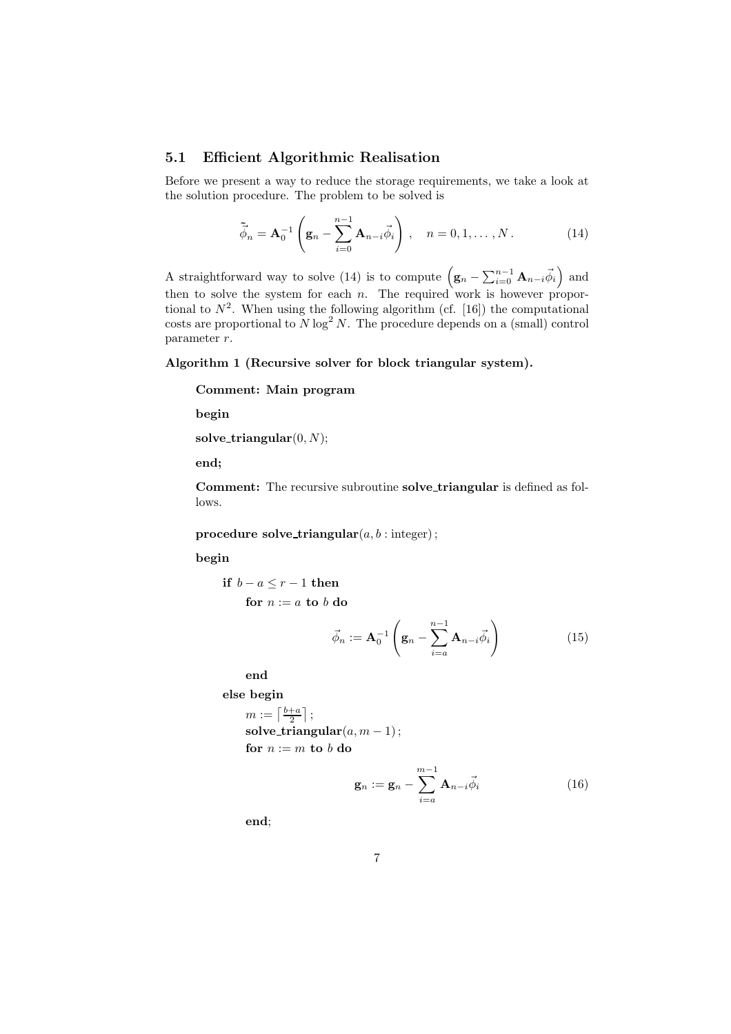## 5.1 Efficient Algorithmic Realisation

Before we present a way to reduce the storage requirements, we take a look at the solution procedure. The problem to be solved is

$$\tilde{\vec{\phi}}_n = \mathbf{A}_0^{-1} \left( \mathbf{g}_n - \sum_{i=0}^{n-1} \mathbf{A}_{n-i} \vec{\phi}_i \right), \quad n = 0, 1, \ldots, N \,. \tag{14}$$

A straightforward way to solve (14) is to compute $\left( \mathbf{g}_n - \sum_{i=0}^{n-1} \mathbf{A}_{n-i} \vec{\phi}_i \right)$ and then to solve the system for each $n$. The required work is however proportional to $N^2$. When using the following algorithm (cf. [16]) the computational costs are proportional to $N \log^2 N$. The procedure depends on a (small) control parameter $r$.

**Algorithm 1 (Recursive solver for block triangular system).**

**Comment: Main program**

**begin**

**solve_triangular**$(0, N)$;

**end;**

**Comment:** The recursive subroutine **solve_triangular** is defined as follows.

**procedure solve_triangular**$(a, b : \text{integer})$;

**begin**

**if** $b - a \leq r - 1$ **then**

**for** $n := a$ **to** $b$ **do**

$$\vec{\phi}_n := \mathbf{A}_0^{-1} \left( \mathbf{g}_n - \sum_{i=a}^{n-1} \mathbf{A}_{n-i} \vec{\phi}_i \right) \tag{15}$$

**end**

**else begin**

$m := \left\lceil \frac{b+a}{2} \right\rceil$;

**solve_triangular**$(a, m-1)$;

**for** $n := m$ **to** $b$ **do**

$$\mathbf{g}_n := \mathbf{g}_n - \sum_{i=a}^{m-1} \mathbf{A}_{n-i} \vec{\phi}_i \tag{16}$$

**end**;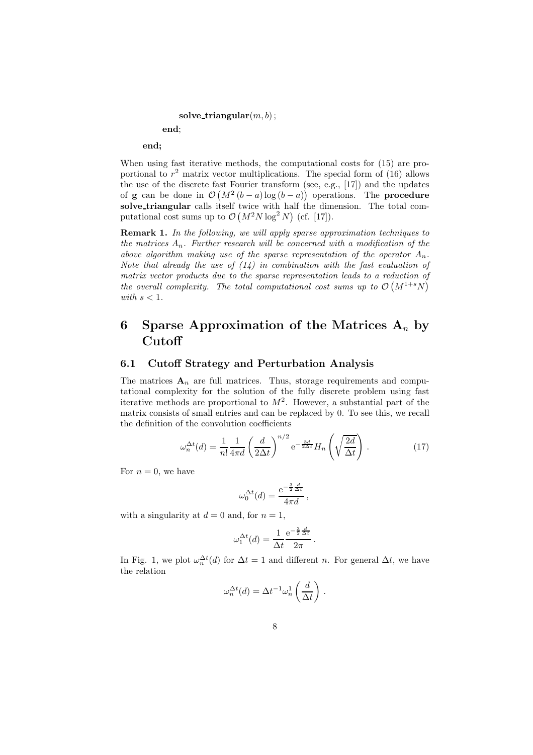```
            solve_triangular(m, b) ;
        end;
    end;
```

When using fast iterative methods, the computational costs for (15) are proportional to $r^2$ matrix vector multiplications. The special form of (16) allows the use of the discrete fast Fourier transform (see, e.g., [17]) and the updates of $\mathbf{g}$ can be done in $\mathcal{O}\left(M^2\,(b-a)\log\,(b-a)\right)$ operations. The **procedure solve_triangular** calls itself twice with half the dimension. The total computational cost sums up to $\mathcal{O}\left(M^2 N \log^2 N\right)$ (cf. [17]).

**Remark 1.** *In the following, we will apply sparse approximation techniques to the matrices $A_n$. Further research will be concerned with a modification of the above algorithm making use of the sparse representation of the operator $A_n$. Note that already the use of (14) in combination with the fast evaluation of matrix vector products due to the sparse representation leads to a reduction of the overall complexity. The total computational cost sums up to $\mathcal{O}\left(M^{1+s}N\right)$ with $s < 1$.*

# 6 Sparse Approximation of the Matrices $\mathbf{A}_n$ by Cutoff

## 6.1 Cutoff Strategy and Perturbation Analysis

The matrices $\mathbf{A}_n$ are full matrices. Thus, storage requirements and computational complexity for the solution of the fully discrete problem using fast iterative methods are proportional to $M^2$. However, a substantial part of the matrix consists of small entries and can be replaced by 0. To see this, we recall the definition of the convolution coefficients

$$\omega_n^{\Delta t}(d) = \frac{1}{n!}\frac{1}{4\pi d}\left(\frac{d}{2\Delta t}\right)^{n/2} \mathrm{e}^{-\frac{3d}{2\Delta t}} H_n\left(\sqrt{\frac{2d}{\Delta t}}\right). \tag{17}$$

For $n = 0$, we have

$$\omega_0^{\Delta t}(d) = \frac{\mathrm{e}^{-\frac{3}{2}\frac{d}{\Delta t}}}{4\pi d},$$

with a singularity at $d = 0$ and, for $n = 1$,

$$\omega_1^{\Delta t}(d) = \frac{1}{\Delta t}\frac{\mathrm{e}^{-\frac{3}{2}\frac{d}{\Delta t}}}{2\pi}.$$

In Fig. 1, we plot $\omega_n^{\Delta t}(d)$ for $\Delta t = 1$ and different $n$. For general $\Delta t$, we have the relation

$$\omega_n^{\Delta t}(d) = \Delta t^{-1}\omega_n^{1}\left(\frac{d}{\Delta t}\right).$$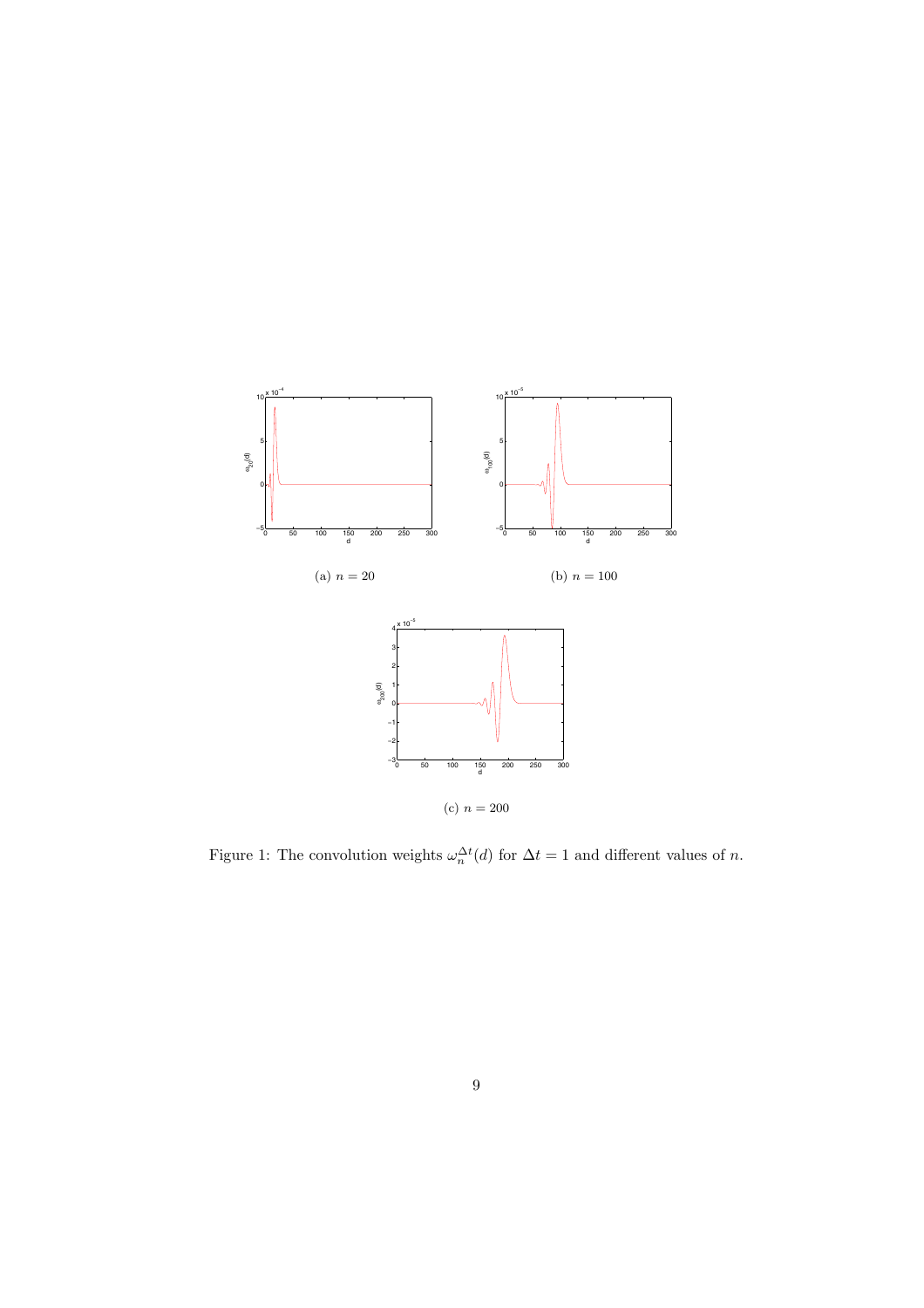x 10^-4

10

5

0

−5

0 50 100 150 200 250 300

d

$\omega_{20}(d)$

(a) $n = 20$

x 10^-3

10

5

0

−5

0 50 100 150 200 250 300

d

$\omega_{100}(d)$

(b) $n = 100$

x 10^-3

4

3

2

1

0

−1

−2

0 50 100 150 200 250 300

d

$\omega_{200}(d)$

(c) $n = 200$

Figure 1: The convolution weights $\omega_n^{\Delta t}(d)$ for $\Delta t = 1$ and different values of $n$.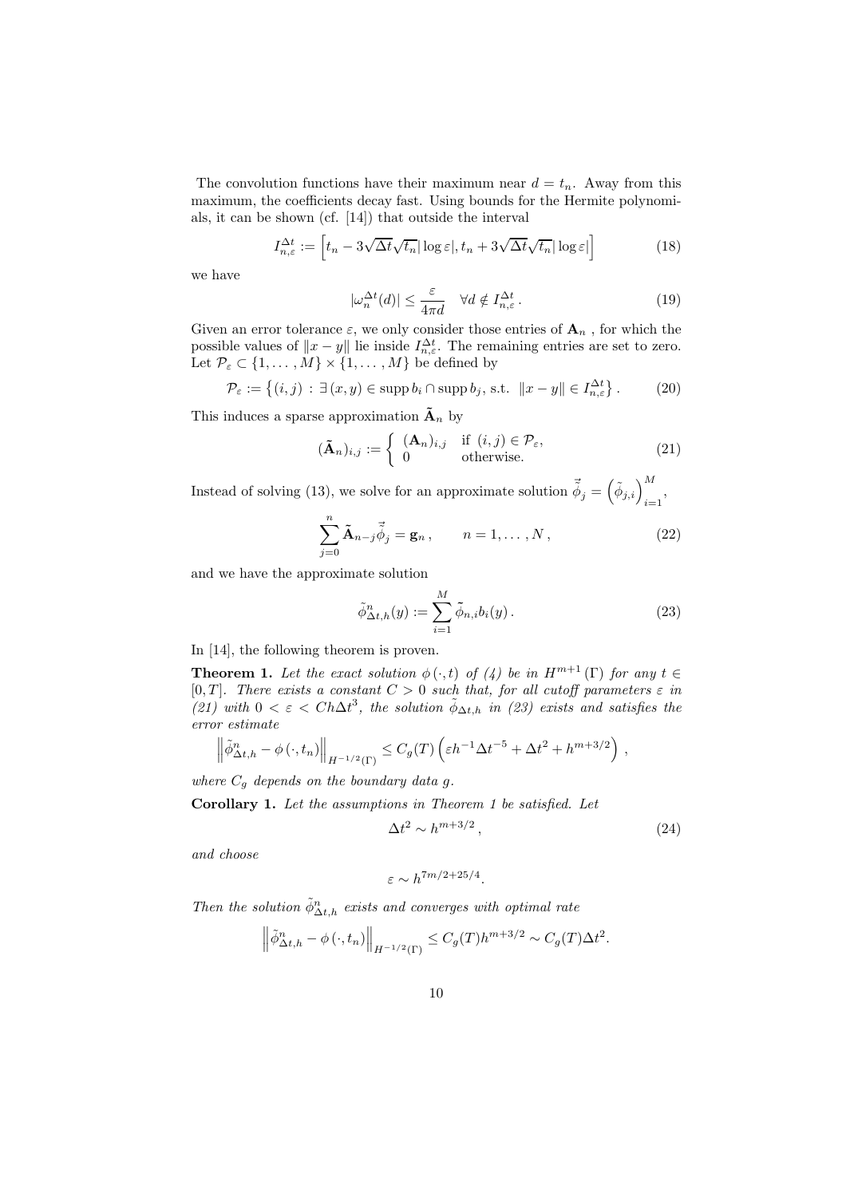The convolution functions have their maximum near $d = t_n$. Away from this maximum, the coefficients decay fast. Using bounds for the Hermite polynomials, it can be shown (cf. [14]) that outside the interval

$$I_{n,\varepsilon}^{\Delta t} := \left[ t_n - 3\sqrt{\Delta t}\sqrt{t_n}|\log \varepsilon|, t_n + 3\sqrt{\Delta t}\sqrt{t_n}|\log \varepsilon| \right] \tag{18}$$

we have

$$|\omega_n^{\Delta t}(d)| \leq \frac{\varepsilon}{4\pi d} \quad \forall d \notin I_{n,\varepsilon}^{\Delta t}. \tag{19}$$

Given an error tolerance $\varepsilon$, we only consider those entries of $\mathbf{A}_n$ , for which the possible values of $\|x - y\|$ lie inside $I_{n,\varepsilon}^{\Delta t}$. The remaining entries are set to zero. Let $\mathcal{P}_\varepsilon \subset \{1, \ldots, M\} \times \{1, \ldots, M\}$ be defined by

$$\mathcal{P}_\varepsilon := \left\{ (i,j) \, : \, \exists \, (x,y) \in \operatorname{supp} b_i \cap \operatorname{supp} b_j, \text{ s.t. } \|x - y\| \in I_{n,\varepsilon}^{\Delta t} \right\}. \tag{20}$$

This induces a sparse approximation $\tilde{\mathbf{A}}_n$ by

$$(\tilde{\mathbf{A}}_n)_{i,j} := \begin{cases} (\mathbf{A}_n)_{i,j} & \text{if } (i,j) \in \mathcal{P}_\varepsilon, \\ 0 & \text{otherwise.} \end{cases} \tag{21}$$

Instead of solving (13), we solve for an approximate solution $\vec{\tilde{\phi}}_j = \left( \tilde{\phi}_{j,i} \right)_{i=1}^{M}$,

$$\sum_{j=0}^{n} \tilde{\mathbf{A}}_{n-j} \vec{\tilde{\phi}}_j = \mathbf{g}_n \,, \qquad n = 1, \ldots, N \,, \tag{22}$$

and we have the approximate solution

$$\tilde{\phi}_{\Delta t,h}^n(y) := \sum_{i=1}^{M} \tilde{\phi}_{n,i} b_i(y) \,. \tag{23}$$

In [14], the following theorem is proven.

**Theorem 1.** *Let the exact solution $\phi(\cdot,t)$ of (4) be in $H^{m+1}(\Gamma)$ for any $t \in [0,T]$. There exists a constant $C > 0$ such that, for all cutoff parameters $\varepsilon$ in (21) with $0 < \varepsilon < Ch\Delta t^3$, the solution $\tilde{\phi}_{\Delta t,h}$ in (23) exists and satisfies the error estimate*

$$\left\| \tilde{\phi}_{\Delta t,h}^n - \phi(\cdot, t_n) \right\|_{H^{-1/2}(\Gamma)} \leq C_g(T) \left( \varepsilon h^{-1} \Delta t^{-5} + \Delta t^2 + h^{m+3/2} \right) \,,$$

*where $C_g$ depends on the boundary data $g$.*

**Corollary 1.** *Let the assumptions in Theorem 1 be satisfied. Let*

$$\Delta t^2 \sim h^{m+3/2} \,, \tag{24}$$

*and choose*

$$\varepsilon \sim h^{7m/2+25/4}.$$

*Then the solution $\tilde{\phi}_{\Delta t,h}^n$ exists and converges with optimal rate*

$$\left\| \tilde{\phi}_{\Delta t,h}^n - \phi(\cdot, t_n) \right\|_{H^{-1/2}(\Gamma)} \leq C_g(T) h^{m+3/2} \sim C_g(T) \Delta t^2.$$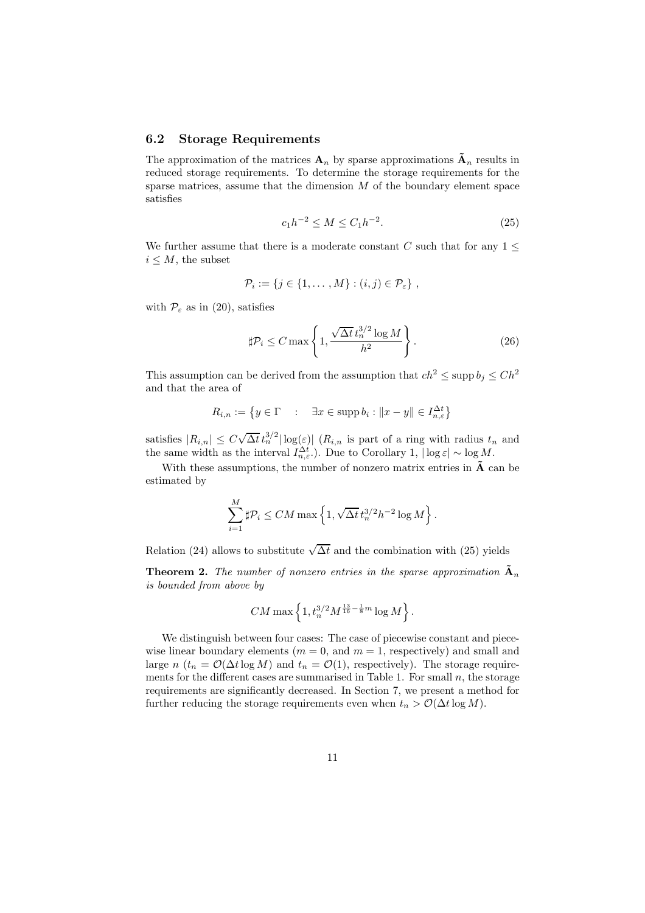### 6.2 Storage Requirements

The approximation of the matrices $\mathbf{A}_n$ by sparse approximations $\tilde{\mathbf{A}}_n$ results in reduced storage requirements. To determine the storage requirements for the sparse matrices, assume that the dimension $M$ of the boundary element space satisfies

$$c_1 h^{-2} \leq M \leq C_1 h^{-2}. \tag{25}$$

We further assume that there is a moderate constant $C$ such that for any $1 \leq i \leq M$, the subset

$$\mathcal{P}_i := \{j \in \{1, \dots, M\} : (i,j) \in \mathcal{P}_\varepsilon\},$$

with $\mathcal{P}_\varepsilon$ as in (20), satisfies

$$\sharp\mathcal{P}_i \leq C \max\left\{1, \frac{\sqrt{\Delta t}\, t_n^{3/2} \log M}{h^2}\right\}. \tag{26}$$

This assumption can be derived from the assumption that $ch^2 \leq \operatorname{supp} b_j \leq Ch^2$ and that the area of

$$R_{i,n} := \left\{y \in \Gamma \quad : \quad \exists x \in \operatorname{supp} b_i : \|x - y\| \in I_{n,\varepsilon}^{\Delta t}\right\}$$

satisfies $|R_{i,n}| \leq C\sqrt{\Delta t}\, t_n^{3/2} |\log(\varepsilon)|$ ($R_{i,n}$ is part of a ring with radius $t_n$ and the same width as the interval $I_{n,\varepsilon}^{\Delta t}$.). Due to Corollary 1, $|\log \varepsilon| \sim \log M$.

With these assumptions, the number of nonzero matrix entries in $\tilde{\mathbf{A}}$ can be estimated by

$$\sum_{i=1}^{M} \sharp\mathcal{P}_i \leq CM \max\left\{1, \sqrt{\Delta t}\, t_n^{3/2} h^{-2} \log M\right\}.$$

Relation (24) allows to substitute $\sqrt{\Delta t}$ and the combination with (25) yields

**Theorem 2.** *The number of nonzero entries in the sparse approximation $\tilde{\mathbf{A}}_n$ is bounded from above by*

$$CM \max\left\{1, t_n^{3/2} M^{\frac{13}{16} - \frac{1}{8}m} \log M\right\}.$$

We distinguish between four cases: The case of piecewise constant and piecewise linear boundary elements ($m = 0$, and $m = 1$, respectively) and small and large $n$ ($t_n = \mathcal{O}(\Delta t \log M)$ and $t_n = \mathcal{O}(1)$, respectively). The storage requirements for the different cases are summarised in Table 1. For small $n$, the storage requirements are significantly decreased. In Section 7, we present a method for further reducing the storage requirements even when $t_n > \mathcal{O}(\Delta t \log M)$.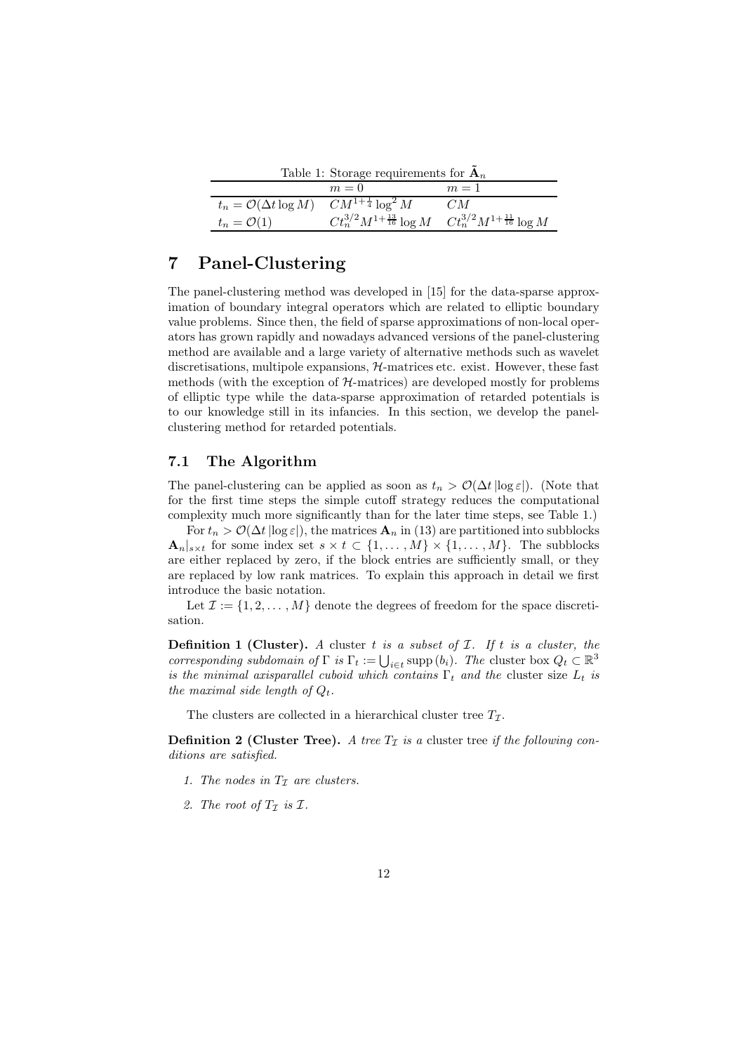Table 1: Storage requirements for $\tilde{\mathbf{A}}_n$

| | $m = 0$ | $m = 1$ |
|---|---|---|
| $t_n = \mathcal{O}(\Delta t \log M)$ | $CM^{1+\frac{1}{4}} \log^2 M$ | $CM$ |
| $t_n = \mathcal{O}(1)$ | $Ct_n^{3/2} M^{1+\frac{13}{16}} \log M$ | $Ct_n^{3/2} M^{1+\frac{11}{16}} \log M$ |

# 7 Panel-Clustering

The panel-clustering method was developed in [15] for the data-sparse approximation of boundary integral operators which are related to elliptic boundary value problems. Since then, the field of sparse approximations of non-local operators has grown rapidly and nowadays advanced versions of the panel-clustering method are available and a large variety of alternative methods such as wavelet discretisations, multipole expansions, $\mathcal{H}$-matrices etc. exist. However, these fast methods (with the exception of $\mathcal{H}$-matrices) are developed mostly for problems of elliptic type while the data-sparse approximation of retarded potentials is to our knowledge still in its infancies. In this section, we develop the panel-clustering method for retarded potentials.

## 7.1 The Algorithm

The panel-clustering can be applied as soon as $t_n > \mathcal{O}(\Delta t \, |\log \varepsilon|)$. (Note that for the first time steps the simple cutoff strategy reduces the computational complexity much more significantly than for the later time steps, see Table 1.)

For $t_n > \mathcal{O}(\Delta t \, |\log \varepsilon|)$, the matrices $\mathbf{A}_n$ in (13) are partitioned into subblocks $\mathbf{A}_n|_{s \times t}$ for some index set $s \times t \subset \{1, \ldots, M\} \times \{1, \ldots, M\}$. The subblocks are either replaced by zero, if the block entries are sufficiently small, or they are replaced by low rank matrices. To explain this approach in detail we first introduce the basic notation.

Let $\mathcal{I} := \{1, 2, \ldots, M\}$ denote the degrees of freedom for the space discretisation.

**Definition 1 (Cluster).** *A* cluster $t$ *is a subset of* $\mathcal{I}$*. If* $t$ *is a cluster, the corresponding subdomain of* $\Gamma$ *is* $\Gamma_t := \bigcup_{i \in t} \operatorname{supp}(b_i)$*. The* cluster box $Q_t \subset \mathbb{R}^3$ *is the minimal axisparallel cuboid which contains* $\Gamma_t$ *and the* cluster size $L_t$ *is the maximal side length of* $Q_t$*.*

The clusters are collected in a hierarchical cluster tree $T_{\mathcal{I}}$.

**Definition 2 (Cluster Tree).** *A tree* $T_{\mathcal{I}}$ *is a* cluster tree *if the following conditions are satisfied.*

1. *The nodes in* $T_{\mathcal{I}}$ *are clusters.*
2. *The root of* $T_{\mathcal{I}}$ *is* $\mathcal{I}$*.*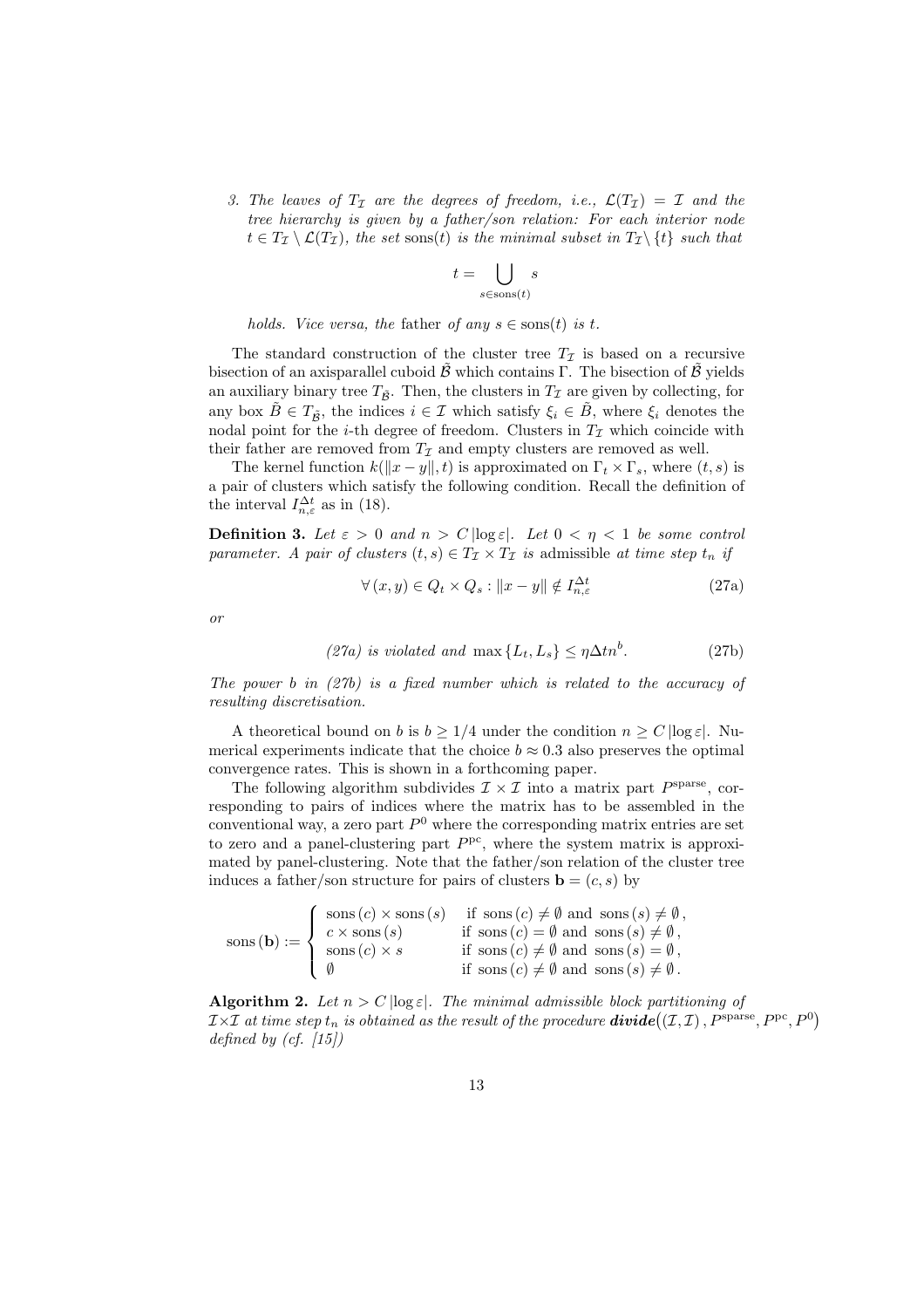3. *The leaves of $T_{\mathcal{I}}$ are the degrees of freedom, i.e., $\mathcal{L}(T_{\mathcal{I}}) = \mathcal{I}$ and the tree hierarchy is given by a father/son relation: For each interior node $t \in T_{\mathcal{I}} \setminus \mathcal{L}(T_{\mathcal{I}})$, the set* $\operatorname{sons}(t)$ *is the minimal subset in $T_{\mathcal{I}} \setminus \{t\}$ such that*

$$t = \bigcup_{s \in \operatorname{sons}(t)} s$$

*holds. Vice versa, the* father *of any $s \in \operatorname{sons}(t)$ is $t$.*

The standard construction of the cluster tree $T_{\mathcal{I}}$ is based on a recursive bisection of an axisparallel cuboid $\tilde{\mathcal{B}}$ which contains $\Gamma$. The bisection of $\tilde{\mathcal{B}}$ yields an auxiliary binary tree $T_{\tilde{\mathcal{B}}}$. Then, the clusters in $T_{\mathcal{I}}$ are given by collecting, for any box $\tilde{B} \in T_{\tilde{\mathcal{B}}}$, the indices $i \in \mathcal{I}$ which satisfy $\xi_i \in \tilde{B}$, where $\xi_i$ denotes the nodal point for the $i$-th degree of freedom. Clusters in $T_{\mathcal{I}}$ which coincide with their father are removed from $T_{\mathcal{I}}$ and empty clusters are removed as well.

The kernel function $k(\|x - y\|, t)$ is approximated on $\Gamma_t \times \Gamma_s$, where $(t, s)$ is a pair of clusters which satisfy the following condition. Recall the definition of the interval $I_{n,\varepsilon}^{\Delta t}$ as in (18).

**Definition 3.** *Let $\varepsilon > 0$ and $n > C |\log \varepsilon|$. Let $0 < \eta < 1$ be some control parameter. A pair of clusters $(t, s) \in T_{\mathcal{I}} \times T_{\mathcal{I}}$ is* admissible *at time step $t_n$ if*

$$\forall\, (x, y) \in Q_t \times Q_s : \|x - y\| \notin I_{n,\varepsilon}^{\Delta t} \tag{27a}$$

*or*

$$\text{(27a) is violated and } \max\{L_t, L_s\} \leq \eta \Delta t n^b. \tag{27b}$$

*The power $b$ in (27b) is a fixed number which is related to the accuracy of resulting discretisation.*

A theoretical bound on $b$ is $b \geq 1/4$ under the condition $n \geq C |\log \varepsilon|$. Numerical experiments indicate that the choice $b \approx 0.3$ also preserves the optimal convergence rates. This is shown in a forthcoming paper.

The following algorithm subdivides $\mathcal{I} \times \mathcal{I}$ into a matrix part $P^{\text{sparse}}$, corresponding to pairs of indices where the matrix has to be assembled in the conventional way, a zero part $P^0$ where the corresponding matrix entries are set to zero and a panel-clustering part $P^{\text{pc}}$, where the system matrix is approximated by panel-clustering. Note that the father/son relation of the cluster tree induces a father/son structure for pairs of clusters $\mathbf{b} = (c, s)$ by

$$\operatorname{sons}(\mathbf{b}) := \begin{cases} \operatorname{sons}(c) \times \operatorname{sons}(s) & \text{if } \operatorname{sons}(c) \neq \emptyset \text{ and } \operatorname{sons}(s) \neq \emptyset, \\ c \times \operatorname{sons}(s) & \text{if } \operatorname{sons}(c) = \emptyset \text{ and } \operatorname{sons}(s) \neq \emptyset, \\ \operatorname{sons}(c) \times s & \text{if } \operatorname{sons}(c) \neq \emptyset \text{ and } \operatorname{sons}(s) = \emptyset, \\ \emptyset & \text{if } \operatorname{sons}(c) \neq \emptyset \text{ and } \operatorname{sons}(s) \neq \emptyset. \end{cases}$$

**Algorithm 2.** *Let $n > C |\log \varepsilon|$. The minimal admissible block partitioning of $\mathcal{I} \times \mathcal{I}$ at time step $t_n$ is obtained as the result of the procedure* ***divide***$\left((\mathcal{I}, \mathcal{I}), P^{\text{sparse}}, P^{\text{pc}}, P^0\right)$ *defined by (cf. [15])*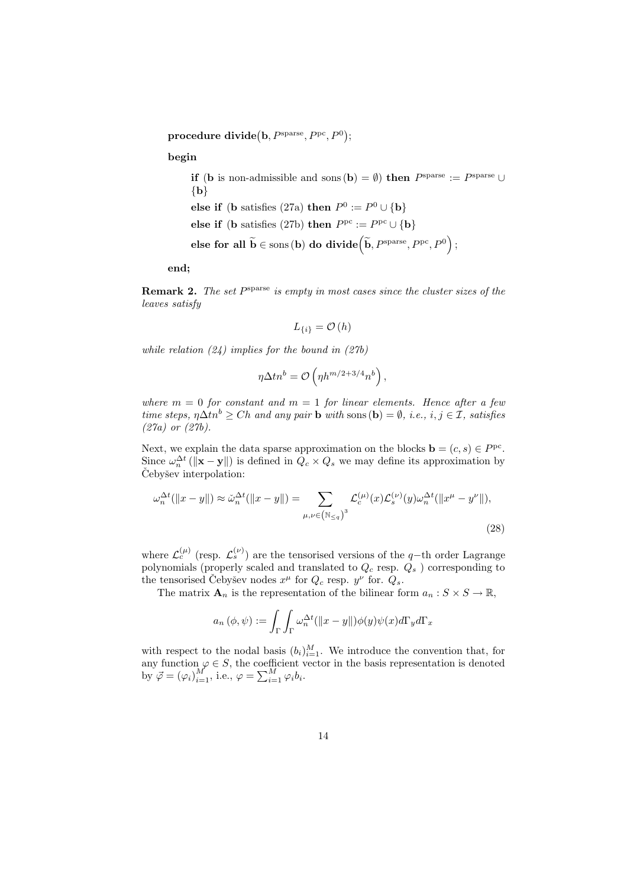**procedure divide** $\left(\mathbf{b}, P^{\text{sparse}}, P^{\text{pc}}, P^{0}\right)$;

**begin**

> **if** ($\mathbf{b}$ is non-admissible and $\operatorname{sons}(\mathbf{b}) = \emptyset$) **then** $P^{\text{sparse}} := P^{\text{sparse}} \cup \{\mathbf{b}\}$
>
> **else if** ($\mathbf{b}$ satisfies (27a) **then** $P^{0} := P^{0} \cup \{\mathbf{b}\}$
>
> **else if** ($\mathbf{b}$ satisfies (27b) **then** $P^{\text{pc}} := P^{\text{pc}} \cup \{\mathbf{b}\}$
>
> **else for all** $\widetilde{\mathbf{b}} \in \operatorname{sons}(\mathbf{b})$ **do divide** $\left(\widetilde{\mathbf{b}}, P^{\text{sparse}}, P^{\text{pc}}, P^{0}\right)$;

**end;**

**Remark 2.** *The set $P^{\text{sparse}}$ is empty in most cases since the cluster sizes of the leaves satisfy*

$$L_{\{i\}} = \mathcal{O}(h)$$

*while relation (24) implies for the bound in (27b)*

$$\eta \Delta t n^{b} = \mathcal{O}\left(\eta h^{m/2+3/4} n^{b}\right),$$

*where $m = 0$ for constant and $m = 1$ for linear elements. Hence after a few time steps, $\eta \Delta t n^{b} \geq Ch$ and any pair $\mathbf{b}$ with $\operatorname{sons}(\mathbf{b}) = \emptyset$, i.e., $i, j \in \mathcal{I}$, satisfies (27a) or (27b).*

Next, we explain the data sparse approximation on the blocks $\mathbf{b} = (c, s) \in P^{\text{pc}}$. Since $\omega_n^{\Delta t}(\|\mathbf{x} - \mathbf{y}\|)$ is defined in $Q_c \times Q_s$ we may define its approximation by Čebyšev interpolation:

$$\omega_n^{\Delta t}(\|x - y\|) \approx \breve{\omega}_n^{\Delta t}(\|x - y\|) = \sum_{\mu,\nu \in \left(\mathbb{N}_{\leq q}\right)^3} \mathcal{L}_c^{(\mu)}(x) \mathcal{L}_s^{(\nu)}(y) \omega_n^{\Delta t}(\|x^{\mu} - y^{\nu}\|), \tag{28}$$

where $\mathcal{L}_c^{(\mu)}$ (resp. $\mathcal{L}_s^{(\nu)}$) are the tensorised versions of the $q-$th order Lagrange polynomials (properly scaled and translated to $Q_c$ resp. $Q_s$ ) corresponding to the tensorised Čebyšev nodes $x^{\mu}$ for $Q_c$ resp. $y^{\nu}$ for. $Q_s$.

The matrix $\mathbf{A}_n$ is the representation of the bilinear form $a_n : S \times S \to \mathbb{R}$,

$$a_n(\phi, \psi) := \int_{\Gamma} \int_{\Gamma} \omega_n^{\Delta t}(\|x - y\|) \phi(y) \psi(x) d\Gamma_y d\Gamma_x$$

with respect to the nodal basis $(b_i)_{i=1}^{M}$. We introduce the convention that, for any function $\varphi \in S$, the coefficient vector in the basis representation is denoted by $\vec{\varphi} = (\varphi_i)_{i=1}^{M}$, i.e., $\varphi = \sum_{i=1}^{M} \varphi_i b_i$.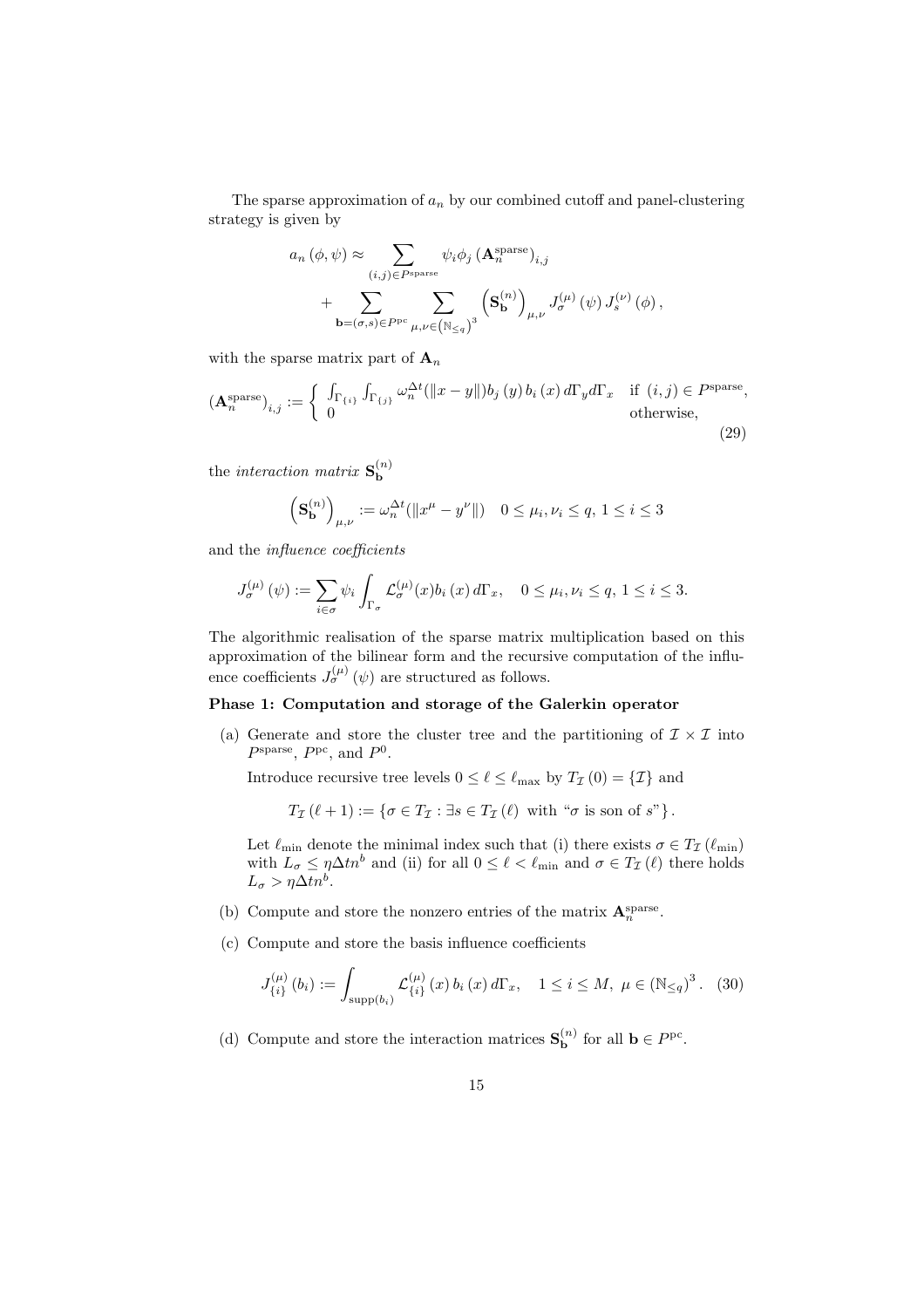The sparse approximation of $a_n$ by our combined cutoff and panel-clustering strategy is given by

$$
\begin{aligned}
a_n(\phi,\psi) \approx & \sum_{(i,j)\in P^{\text{sparse}}} \psi_i \phi_j \left(\mathbf{A}_n^{\text{sparse}}\right)_{i,j} \\
& + \sum_{\mathbf{b}=(\sigma,s)\in P^{\text{pc}}} \sum_{\mu,\nu \in \left(\mathbb{N}_{\leq q}\right)^3} \left(\mathbf{S}_{\mathbf{b}}^{(n)}\right)_{\mu,\nu} J_\sigma^{(\mu)}(\psi)\, J_s^{(\nu)}(\phi),
\end{aligned}
$$

with the sparse matrix part of $\mathbf{A}_n$

$$
\left(\mathbf{A}_n^{\text{sparse}}\right)_{i,j} := \begin{cases} \int_{\Gamma_{\{i\}}} \int_{\Gamma_{\{j\}}} \omega_n^{\Delta t}(\|x-y\|) b_j(y)\, b_i(x)\, d\Gamma_y d\Gamma_x & \text{if } (i,j)\in P^{\text{sparse}}, \\ 0 & \text{otherwise,} \end{cases} \tag{29}
$$

the *interaction matrix* $\mathbf{S}_{\mathbf{b}}^{(n)}$

$$
\left(\mathbf{S}_{\mathbf{b}}^{(n)}\right)_{\mu,\nu} := \omega_n^{\Delta t}(\|x^\mu - y^\nu\|) \quad 0 \leq \mu_i, \nu_i \leq q,\ 1 \leq i \leq 3
$$

and the *influence coefficients*

$$
J_\sigma^{(\mu)}(\psi) := \sum_{i\in\sigma} \psi_i \int_{\Gamma_\sigma} \mathcal{L}_\sigma^{(\mu)}(x) b_i(x)\, d\Gamma_x, \quad 0 \leq \mu_i, \nu_i \leq q,\ 1 \leq i \leq 3.
$$

The algorithmic realisation of the sparse matrix multiplication based on this approximation of the bilinear form and the recursive computation of the influence coefficients $J_\sigma^{(\mu)}(\psi)$ are structured as follows.

**Phase 1: Computation and storage of the Galerkin operator**

(a) Generate and store the cluster tree and the partitioning of $\mathcal{I}\times\mathcal{I}$ into $P^{\text{sparse}}$, $P^{\text{pc}}$, and $P^0$.

Introduce recursive tree levels $0 \leq \ell \leq \ell_{\max}$ by $T_{\mathcal{I}}(0) = \{\mathcal{I}\}$ and

$$
T_{\mathcal{I}}(\ell+1) := \{\sigma \in T_{\mathcal{I}} : \exists s \in T_{\mathcal{I}}(\ell) \text{ with "}\sigma\text{ is son of } s\text{"}\}.
$$

Let $\ell_{\min}$ denote the minimal index such that (i) there exists $\sigma \in T_{\mathcal{I}}(\ell_{\min})$ with $L_\sigma \leq \eta \Delta t n^b$ and (ii) for all $0 \leq \ell < \ell_{\min}$ and $\sigma \in T_{\mathcal{I}}(\ell)$ there holds $L_\sigma > \eta \Delta t n^b$.

(b) Compute and store the nonzero entries of the matrix $\mathbf{A}_n^{\text{sparse}}$.

(c) Compute and store the basis influence coefficients

$$
J_{\{i\}}^{(\mu)}(b_i) := \int_{\text{supp}(b_i)} \mathcal{L}_{\{i\}}^{(\mu)}(x)\, b_i(x)\, d\Gamma_x, \quad 1 \leq i \leq M,\ \mu \in \left(\mathbb{N}_{\leq q}\right)^3. \tag{30}
$$

(d) Compute and store the interaction matrices $\mathbf{S}_{\mathbf{b}}^{(n)}$ for all $\mathbf{b}\in P^{\text{pc}}$.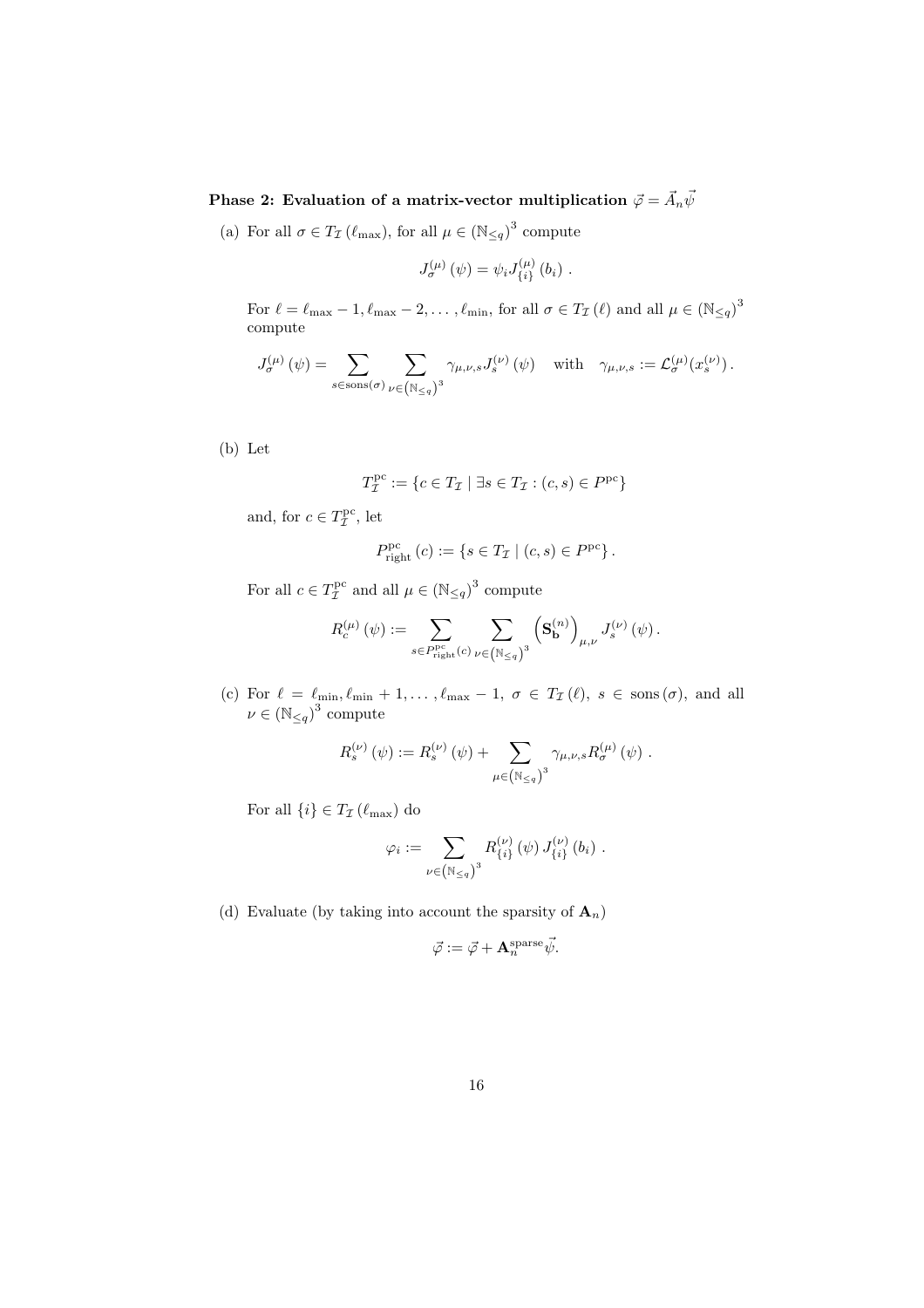**Phase 2: Evaluation of a matrix-vector multiplication $\vec{\varphi} = \vec{A}_n \vec{\psi}$**

(a) For all $\sigma \in T_{\mathcal{I}}(\ell_{\max})$, for all $\mu \in (\mathbb{N}_{\leq q})^3$ compute

$$J_\sigma^{(\mu)}(\psi) = \psi_i J_{\{i\}}^{(\mu)}(b_i).$$

For $\ell = \ell_{\max} - 1, \ell_{\max} - 2, \ldots, \ell_{\min}$, for all $\sigma \in T_{\mathcal{I}}(\ell)$ and all $\mu \in (\mathbb{N}_{\leq q})^3$ compute

$$J_\sigma^{(\mu)}(\psi) = \sum_{s \in \operatorname{sons}(\sigma)} \sum_{\nu \in (\mathbb{N}_{\leq q})^3} \gamma_{\mu,\nu,s} J_s^{(\nu)}(\psi) \quad \text{with} \quad \gamma_{\mu,\nu,s} := \mathcal{L}_\sigma^{(\mu)}(x_s^{(\nu)}).$$

(b) Let

$$T_{\mathcal{I}}^{\mathrm{pc}} := \{c \in T_{\mathcal{I}} \mid \exists s \in T_{\mathcal{I}} : (c,s) \in P^{\mathrm{pc}}\}$$

and, for $c \in T_{\mathcal{I}}^{\mathrm{pc}}$, let

$$P_{\mathrm{right}}^{\mathrm{pc}}(c) := \{s \in T_{\mathcal{I}} \mid (c,s) \in P^{\mathrm{pc}}\}.$$

For all $c \in T_{\mathcal{I}}^{\mathrm{pc}}$ and all $\mu \in (\mathbb{N}_{\leq q})^3$ compute

$$R_c^{(\mu)}(\psi) := \sum_{s \in P_{\mathrm{right}}^{\mathrm{pc}}(c)} \sum_{\nu \in (\mathbb{N}_{\leq q})^3} \left(\mathbf{S}_{\mathbf{b}}^{(n)}\right)_{\mu,\nu} J_s^{(\nu)}(\psi).$$

(c) For $\ell = \ell_{\min}, \ell_{\min} + 1, \ldots, \ell_{\max} - 1$, $\sigma \in T_{\mathcal{I}}(\ell)$, $s \in \operatorname{sons}(\sigma)$, and all $\nu \in (\mathbb{N}_{\leq q})^3$ compute

$$R_s^{(\nu)}(\psi) := R_s^{(\nu)}(\psi) + \sum_{\mu \in (\mathbb{N}_{\leq q})^3} \gamma_{\mu,\nu,s} R_\sigma^{(\mu)}(\psi).$$

For all $\{i\} \in T_{\mathcal{I}}(\ell_{\max})$ do

$$\varphi_i := \sum_{\nu \in (\mathbb{N}_{\leq q})^3} R_{\{i\}}^{(\nu)}(\psi) J_{\{i\}}^{(\nu)}(b_i).$$

(d) Evaluate (by taking into account the sparsity of $\mathbf{A}_n$)

$$\vec{\varphi} := \vec{\varphi} + \mathbf{A}_n^{\mathrm{sparse}} \vec{\psi}.$$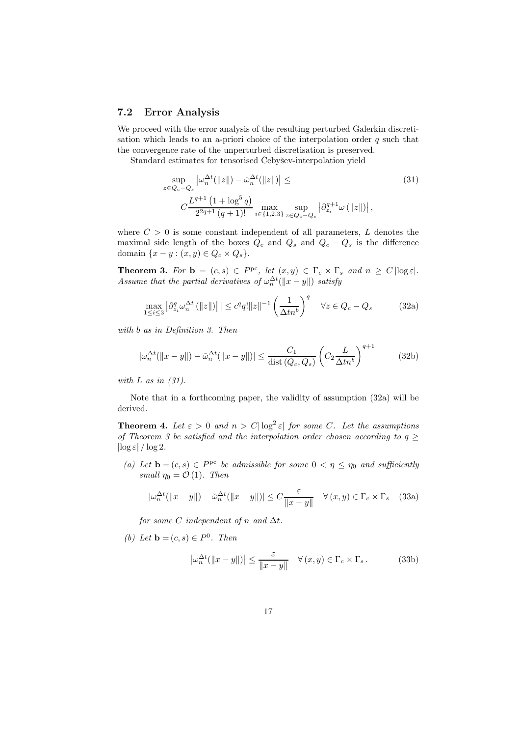### 7.2 Error Analysis

We proceed with the error analysis of the resulting perturbed Galerkin discretisation which leads to an a-priori choice of the interpolation order $q$ such that the convergence rate of the unperturbed discretisation is preserved.

Standard estimates for tensorised Čebyšev-interpolation yield

$$
\begin{aligned}
&\sup_{z\in Q_c - Q_s} \left|\omega_n^{\Delta t}(\|z\|) - \check{\omega}_n^{\Delta t}(\|z\|)\right| \leq \\
&\qquad C\frac{L^{q+1}\left(1+\log^5 q\right)}{2^{2q+1}\,(q+1)!} \max_{i\in\{1,2,3\}} \sup_{z\in Q_c - Q_s} \left|\partial_{z_i}^{q+1}\omega\left(\|z\|\right)\right|,
\end{aligned}
\tag{31}
$$

where $C > 0$ is some constant independent of all parameters, $L$ denotes the maximal side length of the boxes $Q_c$ and $Q_s$ and $Q_c - Q_s$ is the difference domain $\{x - y : (x, y) \in Q_c \times Q_s\}$.

**Theorem 3.** *For* $\mathbf{b} = (c, s) \in P^{\mathrm{pc}}$*, let* $(x, y) \in \Gamma_c \times \Gamma_s$ *and* $n \geq C\,|\log\varepsilon|$*. Assume that the partial derivatives of* $\omega_n^{\Delta t}(\|x - y\|)$ *satisfy*

$$
\max_{1\leq i\leq 3}\left|\partial_{z_i}^q \omega_n^{\Delta t}\left(\|z\|\right)\right| \leq c^q q! \|z\|^{-1}\left(\frac{1}{\Delta t n^b}\right)^q \quad \forall z \in Q_c - Q_s
\tag{32a}
$$

*with $b$ as in Definition 3. Then*

$$
|\omega_n^{\Delta t}(\|x-y\|) - \check{\omega}_n^{\Delta t}(\|x-y\|)| \leq \frac{C_1}{\operatorname{dist}\left(Q_c, Q_s\right)}\left(C_2\frac{L}{\Delta t n^b}\right)^{q+1}
\tag{32b}
$$

*with $L$ as in (31).*

Note that in a forthcoming paper, the validity of assumption (32a) will be derived.

**Theorem 4.** *Let* $\varepsilon > 0$ *and* $n > C|\log^2\varepsilon|$ *for some* $C$*. Let the assumptions of Theorem 3 be satisfied and the interpolation order chosen according to* $q \geq |\log\varepsilon|/\log 2$*.*

*(a) Let* $\mathbf{b} = (c, s) \in P^{\mathrm{pc}}$ *be admissible for some* $0 < \eta \leq \eta_0$ *and sufficiently small* $\eta_0 = \mathcal{O}(1)$*. Then*

$$
|\omega_n^{\Delta t}(\|x-y\|) - \check{\omega}_n^{\Delta t}(\|x-y\|)| \leq C\frac{\varepsilon}{\|x-y\|} \quad \forall\,(x,y) \in \Gamma_c \times \Gamma_s
\tag{33a}
$$

*for some $C$ independent of $n$ and $\Delta t$.*

*(b) Let* $\mathbf{b} = (c, s) \in P^0$*. Then*

$$
\left|\omega_n^{\Delta t}(\|x-y\|)\right| \leq \frac{\varepsilon}{\|x-y\|} \quad \forall\,(x,y) \in \Gamma_c \times \Gamma_s\,.
\tag{33b}
$$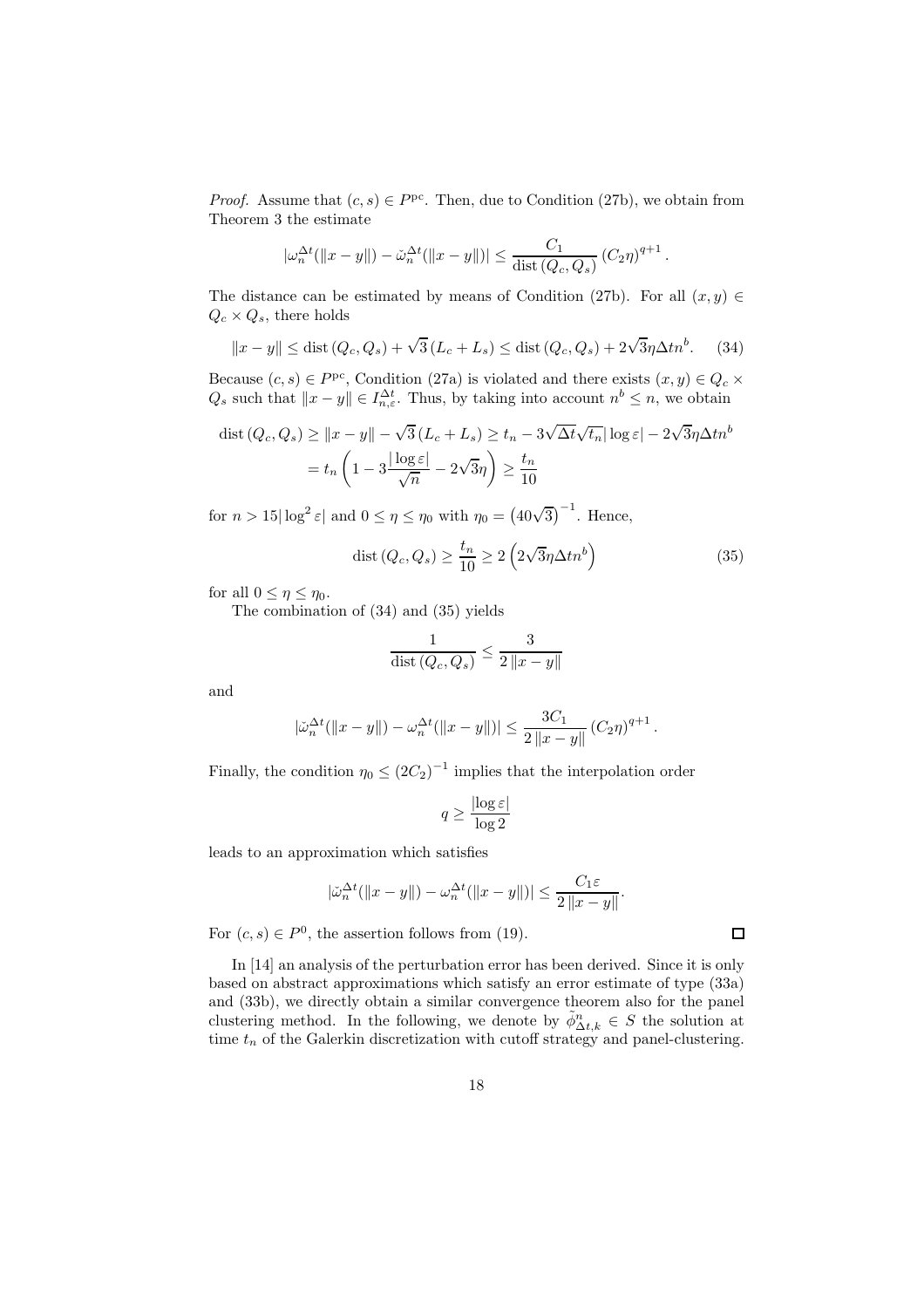*Proof.* Assume that $(c, s) \in P^{\mathrm{pc}}$. Then, due to Condition (27b), we obtain from Theorem 3 the estimate

$$|\omega_n^{\Delta t}(\|x-y\|) - \breve{\omega}_n^{\Delta t}(\|x-y\|)| \leq \frac{C_1}{\operatorname{dist}(Q_c, Q_s)} (C_2 \eta)^{q+1}.$$

The distance can be estimated by means of Condition (27b). For all $(x, y) \in Q_c \times Q_s$, there holds

$$\|x-y\| \leq \operatorname{dist}(Q_c, Q_s) + \sqrt{3}(L_c + L_s) \leq \operatorname{dist}(Q_c, Q_s) + 2\sqrt{3}\eta\Delta t n^b. \qquad (34)$$

Because $(c, s) \in P^{\mathrm{pc}}$, Condition (27a) is violated and there exists $(x, y) \in Q_c \times Q_s$ such that $\|x-y\| \in I_{n,\varepsilon}^{\Delta t}$. Thus, by taking into account $n^b \leq n$, we obtain

$$\begin{aligned}
\operatorname{dist}(Q_c, Q_s) &\geq \|x-y\| - \sqrt{3}(L_c + L_s) \geq t_n - 3\sqrt{\Delta t}\sqrt{t_n}|\log\varepsilon| - 2\sqrt{3}\eta\Delta t n^b \\
&= t_n \left(1 - 3\frac{|\log\varepsilon|}{\sqrt{n}} - 2\sqrt{3}\eta\right) \geq \frac{t_n}{10}
\end{aligned}$$

for $n > 15|\log^2\varepsilon|$ and $0 \leq \eta \leq \eta_0$ with $\eta_0 = \left(40\sqrt{3}\right)^{-1}$. Hence,

$$\operatorname{dist}(Q_c, Q_s) \geq \frac{t_n}{10} \geq 2\left(2\sqrt{3}\eta\Delta t n^b\right) \qquad (35)$$

for all $0 \leq \eta \leq \eta_0$.

The combination of (34) and (35) yields

$$\frac{1}{\operatorname{dist}(Q_c, Q_s)} \leq \frac{3}{2\|x-y\|}$$

and

$$|\breve{\omega}_n^{\Delta t}(\|x-y\|) - \omega_n^{\Delta t}(\|x-y\|)| \leq \frac{3C_1}{2\|x-y\|}(C_2\eta)^{q+1}.$$

Finally, the condition $\eta_0 \leq (2C_2)^{-1}$ implies that the interpolation order

$$q \geq \frac{|\log\varepsilon|}{\log 2}$$

leads to an approximation which satisfies

$$|\breve{\omega}_n^{\Delta t}(\|x-y\|) - \omega_n^{\Delta t}(\|x-y\|)| \leq \frac{C_1\varepsilon}{2\|x-y\|}.$$

For $(c, s) \in P^0$, the assertion follows from (19). $\square$

In [14] an analysis of the perturbation error has been derived. Since it is only based on abstract approximations which satisfy an error estimate of type (33a) and (33b), we directly obtain a similar convergence theorem also for the panel clustering method. In the following, we denote by $\tilde{\phi}_{\Delta t,k}^n \in S$ the solution at time $t_n$ of the Galerkin discretization with cutoff strategy and panel-clustering.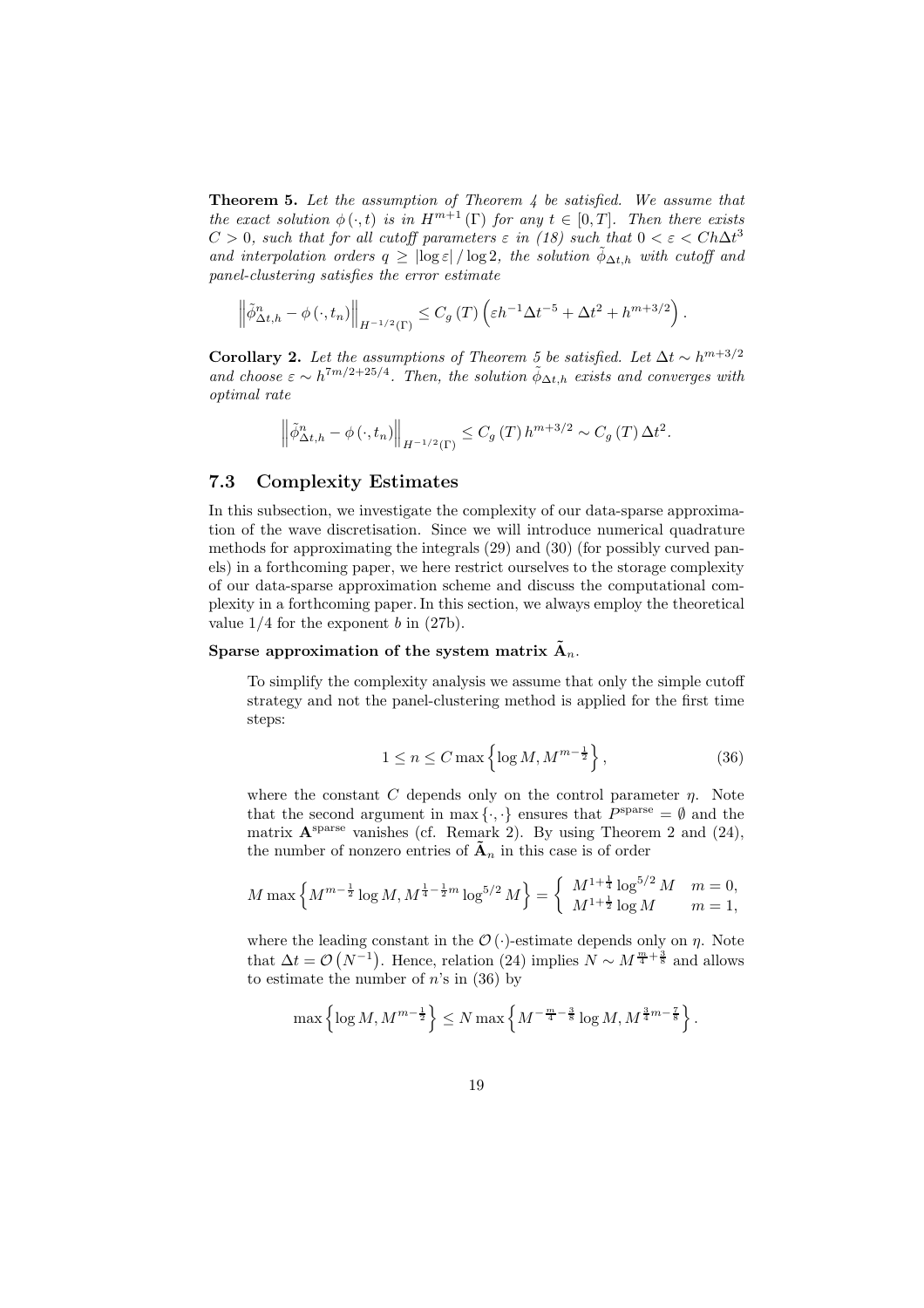**Theorem 5.** *Let the assumption of Theorem 4 be satisfied. We assume that the exact solution $\phi(\cdot, t)$ is in $H^{m+1}(\Gamma)$ for any $t \in [0, T]$. Then there exists $C > 0$, such that for all cutoff parameters $\varepsilon$ in (18) such that $0 < \varepsilon < Ch\Delta t^3$ and interpolation orders $q \geq |\log \varepsilon| / \log 2$, the solution $\tilde{\phi}_{\Delta t,h}$ with cutoff and panel-clustering satisfies the error estimate*

$$\left\| \tilde{\phi}^n_{\Delta t,h} - \phi(\cdot, t_n) \right\|_{H^{-1/2}(\Gamma)} \leq C_g(T) \left( \varepsilon h^{-1} \Delta t^{-5} + \Delta t^2 + h^{m+3/2} \right).$$

**Corollary 2.** *Let the assumptions of Theorem 5 be satisfied. Let $\Delta t \sim h^{m+3/2}$ and choose $\varepsilon \sim h^{7m/2+25/4}$. Then, the solution $\tilde{\phi}_{\Delta t,h}$ exists and converges with optimal rate*

$$\left\| \tilde{\phi}^n_{\Delta t,h} - \phi(\cdot, t_n) \right\|_{H^{-1/2}(\Gamma)} \leq C_g(T) h^{m+3/2} \sim C_g(T) \Delta t^2.$$

## 7.3 Complexity Estimates

In this subsection, we investigate the complexity of our data-sparse approximation of the wave discretisation. Since we will introduce numerical quadrature methods for approximating the integrals (29) and (30) (for possibly curved panels) in a forthcoming paper, we here restrict ourselves to the storage complexity of our data-sparse approximation scheme and discuss the computational complexity in a forthcoming paper. In this section, we always employ the theoretical value $1/4$ for the exponent $b$ in (27b).

**Sparse approximation of the system matrix $\tilde{\mathbf{A}}_n$.**

To simplify the complexity analysis we assume that only the simple cutoff strategy and not the panel-clustering method is applied for the first time steps:

$$1 \leq n \leq C \max\left\{ \log M, M^{m-\frac{1}{2}} \right\}, \tag{36}$$

where the constant $C$ depends only on the control parameter $\eta$. Note that the second argument in $\max\{\cdot, \cdot\}$ ensures that $P^{\text{sparse}} = \emptyset$ and the matrix $\mathbf{A}^{\text{sparse}}$ vanishes (cf. Remark 2). By using Theorem 2 and (24), the number of nonzero entries of $\tilde{\mathbf{A}}_n$ in this case is of order

$$M \max\left\{ M^{m-\frac{1}{2}} \log M, M^{\frac{1}{4}-\frac{1}{2}m} \log^{5/2} M \right\} = \begin{cases} M^{1+\frac{1}{4}} \log^{5/2} M & m = 0, \\ M^{1+\frac{1}{2}} \log M & m = 1, \end{cases}$$

where the leading constant in the $\mathcal{O}(\cdot)$-estimate depends only on $\eta$. Note that $\Delta t = \mathcal{O}\left(N^{-1}\right)$. Hence, relation (24) implies $N \sim M^{\frac{m}{4}+\frac{3}{8}}$ and allows to estimate the number of $n$'s in (36) by

$$\max\left\{ \log M, M^{m-\frac{1}{2}} \right\} \leq N \max\left\{ M^{-\frac{m}{4}-\frac{3}{8}} \log M, M^{\frac{3}{4}m-\frac{7}{8}} \right\}.$$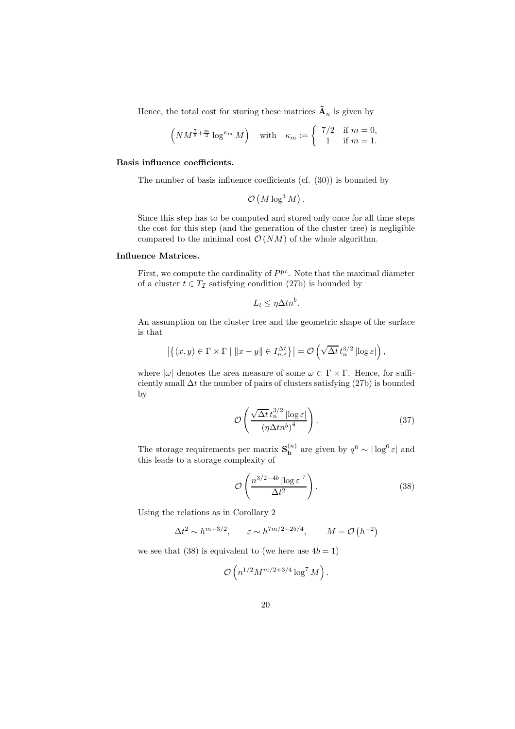Hence, the total cost for storing these matrices $\tilde{\mathbf{A}}_n$ is given by

$$\left(NM^{\frac{7}{8}+\frac{m}{2}}\log^{\kappa_m} M\right) \quad \text{with} \quad \kappa_m := \begin{cases} 7/2 & \text{if } m=0, \\ 1 & \text{if } m=1. \end{cases}$$

**Basis influence coefficients.**

The number of basis influence coefficients (cf. (30)) is bounded by

$$\mathcal{O}\left(M\log^3 M\right).$$

Since this step has to be computed and stored only once for all time steps the cost for this step (and the generation of the cluster tree) is negligible compared to the minimal cost $\mathcal{O}(NM)$ of the whole algorithm.

**Influence Matrices.**

First, we compute the cardinality of $P^{\text{pc}}$. Note that the maximal diameter of a cluster $t \in T_{\mathcal{I}}$ satisfying condition (27b) is bounded by

$$L_t \leq \eta\Delta t n^b.$$

An assumption on the cluster tree and the geometric shape of the surface is that

$$\left|\left\{(x,y) \in \Gamma\times\Gamma \mid \|x-y\| \in I_{n,\varepsilon}^{\Delta t}\right\}\right| = \mathcal{O}\left(\sqrt{\Delta t}\, t_n^{3/2} \left|\log\varepsilon\right|\right),$$

where $|\omega|$ denotes the area measure of some $\omega \subset \Gamma\times\Gamma$. Hence, for sufficiently small $\Delta t$ the number of pairs of clusters satisfying (27b) is bounded by

$$\mathcal{O}\left(\frac{\sqrt{\Delta t}\, t_n^{3/2}\left|\log\varepsilon\right|}{\left(\eta\Delta t n^b\right)^4}\right). \tag{37}$$

The storage requirements per matrix $\mathbf{S}_{\mathbf{b}}^{(n)}$ are given by $q^6 \sim |\log^6\varepsilon|$ and this leads to a storage complexity of

$$\mathcal{O}\left(\frac{n^{3/2-4b}\left|\log\varepsilon\right|^7}{\Delta t^2}\right). \tag{38}$$

Using the relations as in Corollary 2

$$\Delta t^2 \sim h^{m+3/2}, \qquad \varepsilon \sim h^{7m/2+25/4}, \qquad M = \mathcal{O}\left(h^{-2}\right)$$

we see that (38) is equivalent to (we here use $4b=1$)

$$\mathcal{O}\left(n^{1/2}M^{m/2+3/4}\log^7 M\right).$$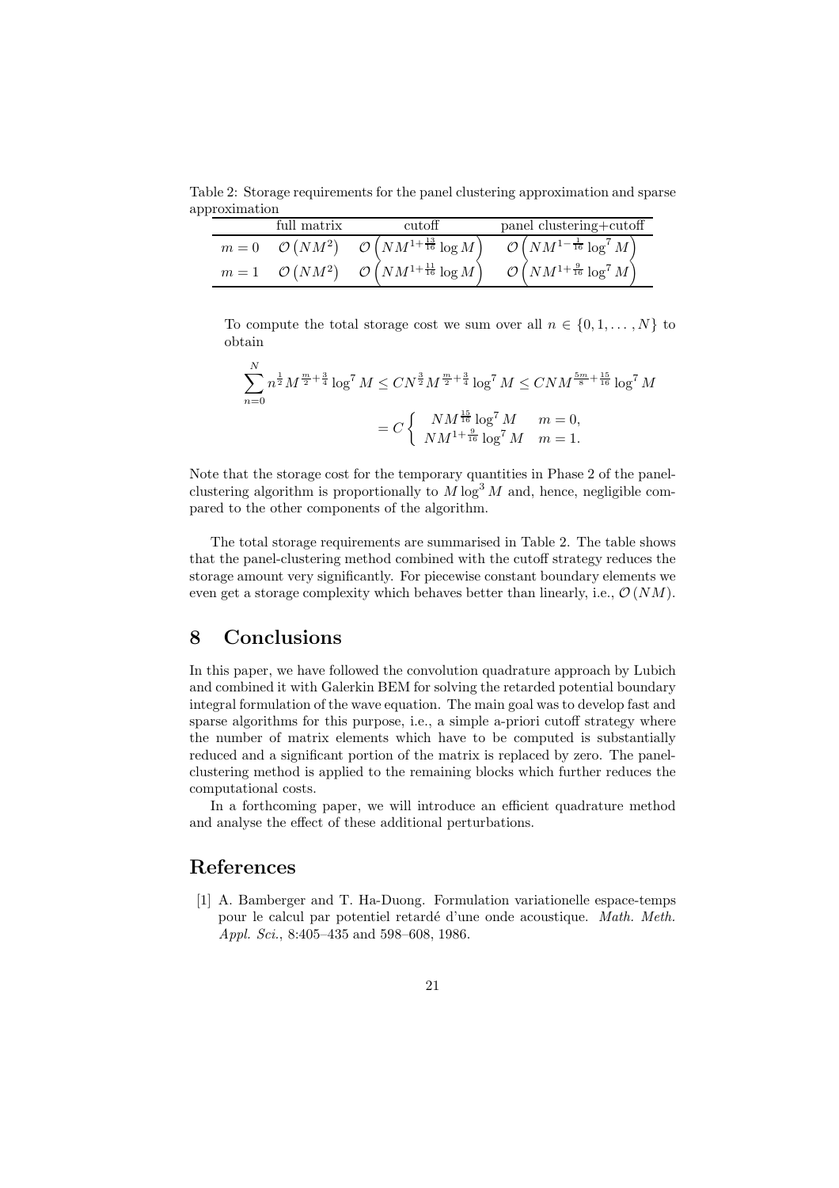Table 2: Storage requirements for the panel clustering approximation and sparse approximation

| | full matrix | cutoff | panel clustering+cutoff |
|---|---|---|---|
| $m=0$ | $\mathcal{O}\left(NM^2\right)$ | $\mathcal{O}\left(NM^{1+\frac{13}{16}}\log M\right)$ | $\mathcal{O}\left(NM^{1-\frac{1}{16}}\log^7 M\right)$ |
| $m=1$ | $\mathcal{O}\left(NM^2\right)$ | $\mathcal{O}\left(NM^{1+\frac{11}{16}}\log M\right)$ | $\mathcal{O}\left(NM^{1+\frac{9}{16}}\log^7 M\right)$ |

To compute the total storage cost we sum over all $n \in \{0, 1, \ldots, N\}$ to obtain

$$\sum_{n=0}^{N} n^{\frac{1}{2}} M^{\frac{m}{2}+\frac{3}{4}} \log^7 M \le C N^{\frac{3}{2}} M^{\frac{m}{2}+\frac{3}{4}} \log^7 M \le C N M^{\frac{5m}{8}+\frac{15}{16}} \log^7 M$$

$$= C \left\{ \begin{array}{ll} NM^{\frac{15}{16}} \log^7 M & m=0, \\ NM^{1+\frac{9}{16}} \log^7 M & m=1. \end{array} \right.$$

Note that the storage cost for the temporary quantities in Phase 2 of the panel-clustering algorithm is proportionally to $M \log^3 M$ and, hence, negligible compared to the other components of the algorithm.

The total storage requirements are summarised in Table 2. The table shows that the panel-clustering method combined with the cutoff strategy reduces the storage amount very significantly. For piecewise constant boundary elements we even get a storage complexity which behaves better than linearly, i.e., $\mathcal{O}(NM)$.

## 8 Conclusions

In this paper, we have followed the convolution quadrature approach by Lubich and combined it with Galerkin BEM for solving the retarded potential boundary integral formulation of the wave equation. The main goal was to develop fast and sparse algorithms for this purpose, i.e., a simple a-priori cutoff strategy where the number of matrix elements which have to be computed is substantially reduced and a significant portion of the matrix is replaced by zero. The panel-clustering method is applied to the remaining blocks which further reduces the computational costs.

In a forthcoming paper, we will introduce an efficient quadrature method and analyse the effect of these additional perturbations.

## References

[1] A. Bamberger and T. Ha-Duong. Formulation variationelle espace-temps pour le calcul par potentiel retardé d'une onde acoustique. *Math. Meth. Appl. Sci.*, 8:405–435 and 598–608, 1986.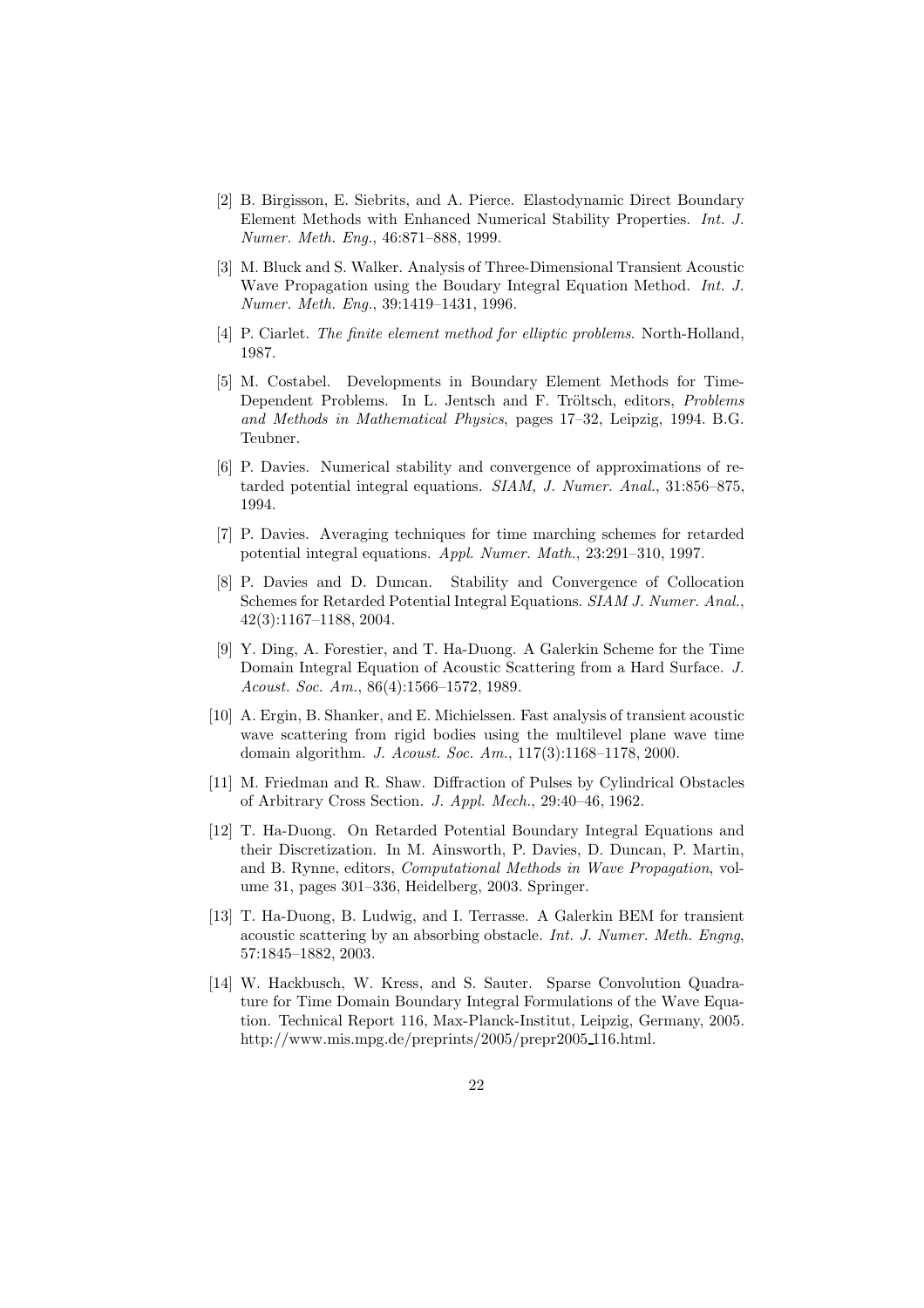[2] B. Birgisson, E. Siebrits, and A. Pierce. Elastodynamic Direct Boundary Element Methods with Enhanced Numerical Stability Properties. *Int. J. Numer. Meth. Eng.*, 46:871–888, 1999.

[3] M. Bluck and S. Walker. Analysis of Three-Dimensional Transient Acoustic Wave Propagation using the Boudary Integral Equation Method. *Int. J. Numer. Meth. Eng.*, 39:1419–1431, 1996.

[4] P. Ciarlet. *The finite element method for elliptic problems*. North-Holland, 1987.

[5] M. Costabel. Developments in Boundary Element Methods for Time-Dependent Problems. In L. Jentsch and F. Tröltsch, editors, *Problems and Methods in Mathematical Physics*, pages 17–32, Leipzig, 1994. B.G. Teubner.

[6] P. Davies. Numerical stability and convergence of approximations of retarded potential integral equations. *SIAM, J. Numer. Anal.*, 31:856–875, 1994.

[7] P. Davies. Averaging techniques for time marching schemes for retarded potential integral equations. *Appl. Numer. Math.*, 23:291–310, 1997.

[8] P. Davies and D. Duncan. Stability and Convergence of Collocation Schemes for Retarded Potential Integral Equations. *SIAM J. Numer. Anal.*, 42(3):1167–1188, 2004.

[9] Y. Ding, A. Forestier, and T. Ha-Duong. A Galerkin Scheme for the Time Domain Integral Equation of Acoustic Scattering from a Hard Surface. *J. Acoust. Soc. Am.*, 86(4):1566–1572, 1989.

[10] A. Ergin, B. Shanker, and E. Michielssen. Fast analysis of transient acoustic wave scattering from rigid bodies using the multilevel plane wave time domain algorithm. *J. Acoust. Soc. Am.*, 117(3):1168–1178, 2000.

[11] M. Friedman and R. Shaw. Diffraction of Pulses by Cylindrical Obstacles of Arbitrary Cross Section. *J. Appl. Mech.*, 29:40–46, 1962.

[12] T. Ha-Duong. On Retarded Potential Boundary Integral Equations and their Discretization. In M. Ainsworth, P. Davies, D. Duncan, P. Martin, and B. Rynne, editors, *Computational Methods in Wave Propagation*, volume 31, pages 301–336, Heidelberg, 2003. Springer.

[13] T. Ha-Duong, B. Ludwig, and I. Terrasse. A Galerkin BEM for transient acoustic scattering by an absorbing obstacle. *Int. J. Numer. Meth. Engng*, 57:1845–1882, 2003.

[14] W. Hackbusch, W. Kress, and S. Sauter. Sparse Convolution Quadrature for Time Domain Boundary Integral Formulations of the Wave Equation. Technical Report 116, Max-Planck-Institut, Leipzig, Germany, 2005. http://www.mis.mpg.de/preprints/2005/prepr2005_116.html.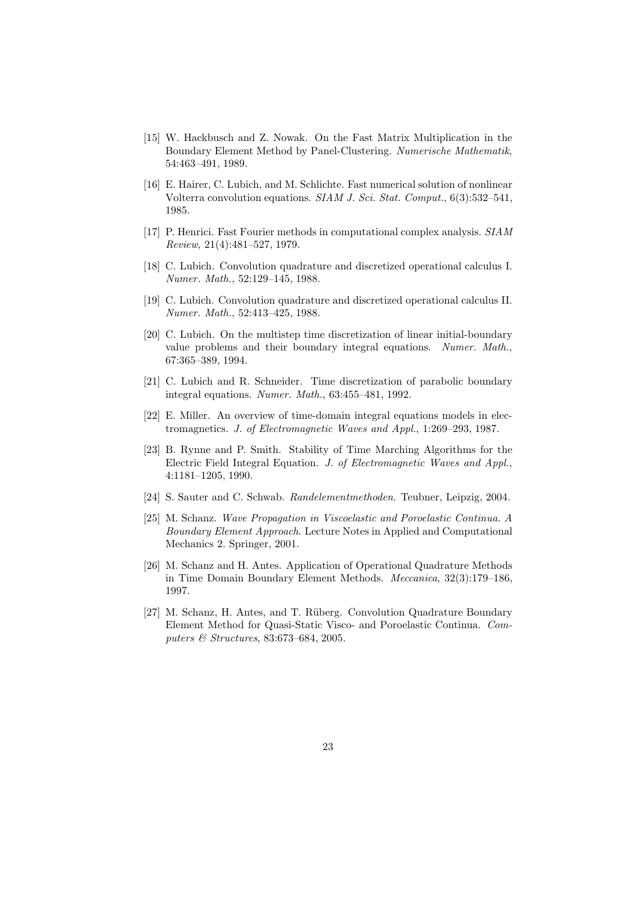[15] W. Hackbusch and Z. Nowak. On the Fast Matrix Multiplication in the Boundary Element Method by Panel-Clustering. *Numerische Mathematik*, 54:463–491, 1989.

[16] E. Hairer, C. Lubich, and M. Schlichte. Fast numerical solution of nonlinear Volterra convolution equations. *SIAM J. Sci. Stat. Comput.*, 6(3):532–541, 1985.

[17] P. Henrici. Fast Fourier methods in computational complex analysis. *SIAM Review*, 21(4):481–527, 1979.

[18] C. Lubich. Convolution quadrature and discretized operational calculus I. *Numer. Math.*, 52:129–145, 1988.

[19] C. Lubich. Convolution quadrature and discretized operational calculus II. *Numer. Math.*, 52:413–425, 1988.

[20] C. Lubich. On the multistep time discretization of linear initial-boundary value problems and their boundary integral equations. *Numer. Math.*, 67:365–389, 1994.

[21] C. Lubich and R. Schneider. Time discretization of parabolic boundary integral equations. *Numer. Math.*, 63:455–481, 1992.

[22] E. Miller. An overview of time-domain integral equations models in electromagnetics. *J. of Electromagnetic Waves and Appl.*, 1:269–293, 1987.

[23] B. Rynne and P. Smith. Stability of Time Marching Algorithms for the Electric Field Integral Equation. *J. of Electromagnetic Waves and Appl.*, 4:1181–1205, 1990.

[24] S. Sauter and C. Schwab. *Randelementmethoden*. Teubner, Leipzig, 2004.

[25] M. Schanz. *Wave Propagation in Viscoelastic and Poroelastic Continua. A Boundary Element Approach*. Lecture Notes in Applied and Computational Mechanics 2. Springer, 2001.

[26] M. Schanz and H. Antes. Application of Operational Quadrature Methods in Time Domain Boundary Element Methods. *Meccanica*, 32(3):179–186, 1997.

[27] M. Schanz, H. Antes, and T. Rüberg. Convolution Quadrature Boundary Element Method for Quasi-Static Visco- and Poroelastic Continua. *Computers & Structures*, 83:673–684, 2005.